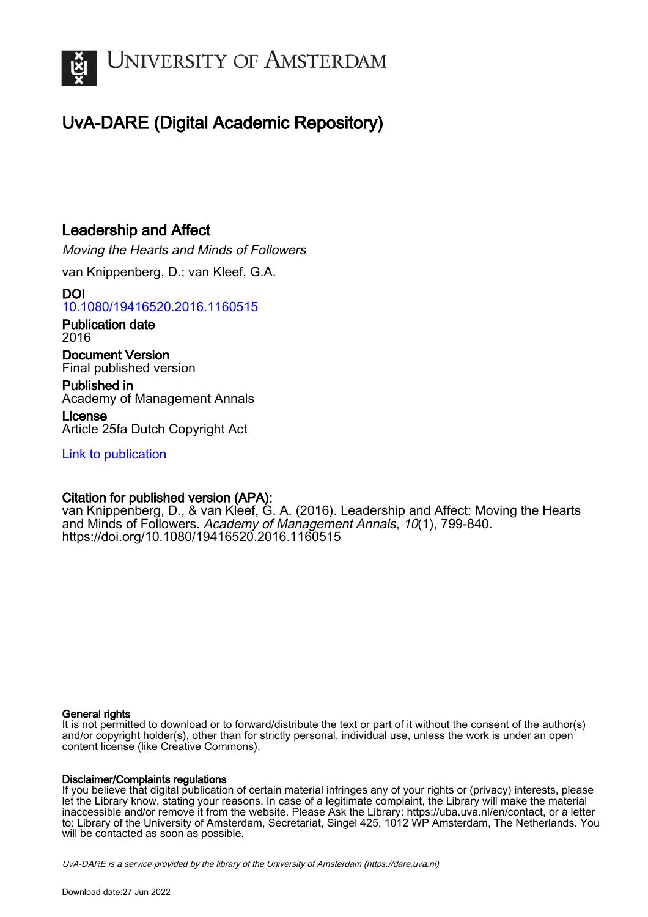UNIVERSITY OF AMSTERDAM

# UvA-DARE (Digital Academic Repository)

## Leadership and Affect

*Moving the Hearts and Minds of Followers*

van Knippenberg, D.; van Kleef, G.A.

**DOI**
10.1080/19416520.2016.1160515

**Publication date**
2016

**Document Version**
Final published version

**Published in**
Academy of Management Annals

**License**
Article 25fa Dutch Copyright Act

Link to publication

**Citation for published version (APA):**
van Knippenberg, D., & van Kleef, G. A. (2016). Leadership and Affect: Moving the Hearts and Minds of Followers. *Academy of Management Annals*, *10*(1), 799-840. https://doi.org/10.1080/19416520.2016.1160515

**General rights**
It is not permitted to download or to forward/distribute the text or part of it without the consent of the author(s) and/or copyright holder(s), other than for strictly personal, individual use, unless the work is under an open content license (like Creative Commons).

**Disclaimer/Complaints regulations**
If you believe that digital publication of certain material infringes any of your rights or (privacy) interests, please let the Library know, stating your reasons. In case of a legitimate complaint, the Library will make the material inaccessible and/or remove it from the website. Please Ask the Library: https://uba.uva.nl/en/contact, or a letter to: Library of the University of Amsterdam, Secretariat, Singel 425, 1012 WP Amsterdam, The Netherlands. You will be contacted as soon as possible.

*UvA-DARE is a service provided by the library of the University of Amsterdam (https://dare.uva.nl)*

Download date:27 Jun 2022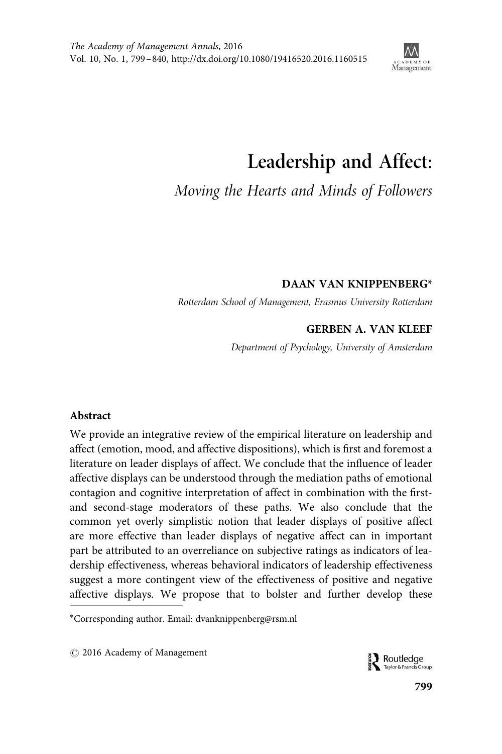# Leadership and Affect:

*Moving the Hearts and Minds of Followers*

**DAAN VAN KNIPPENBERG***

*Rotterdam School of Management, Erasmus University Rotterdam*

**GERBEN A. VAN KLEEF**

*Department of Psychology, University of Amsterdam*

**Abstract**

We provide an integrative review of the empirical literature on leadership and affect (emotion, mood, and affective dispositions), which is first and foremost a literature on leader displays of affect. We conclude that the influence of leader affective displays can be understood through the mediation paths of emotional contagion and cognitive interpretation of affect in combination with the first- and second-stage moderators of these paths. We also conclude that the common yet overly simplistic notion that leader displays of positive affect are more effective than leader displays of negative affect can in important part be attributed to an overreliance on subjective ratings as indicators of leadership effectiveness, whereas behavioral indicators of leadership effectiveness suggest a more contingent view of the effectiveness of positive and negative affective displays. We propose that to bolster and further develop these

*Corresponding author. Email: dvanknippenberg@rsm.nl

© 2016 Academy of Management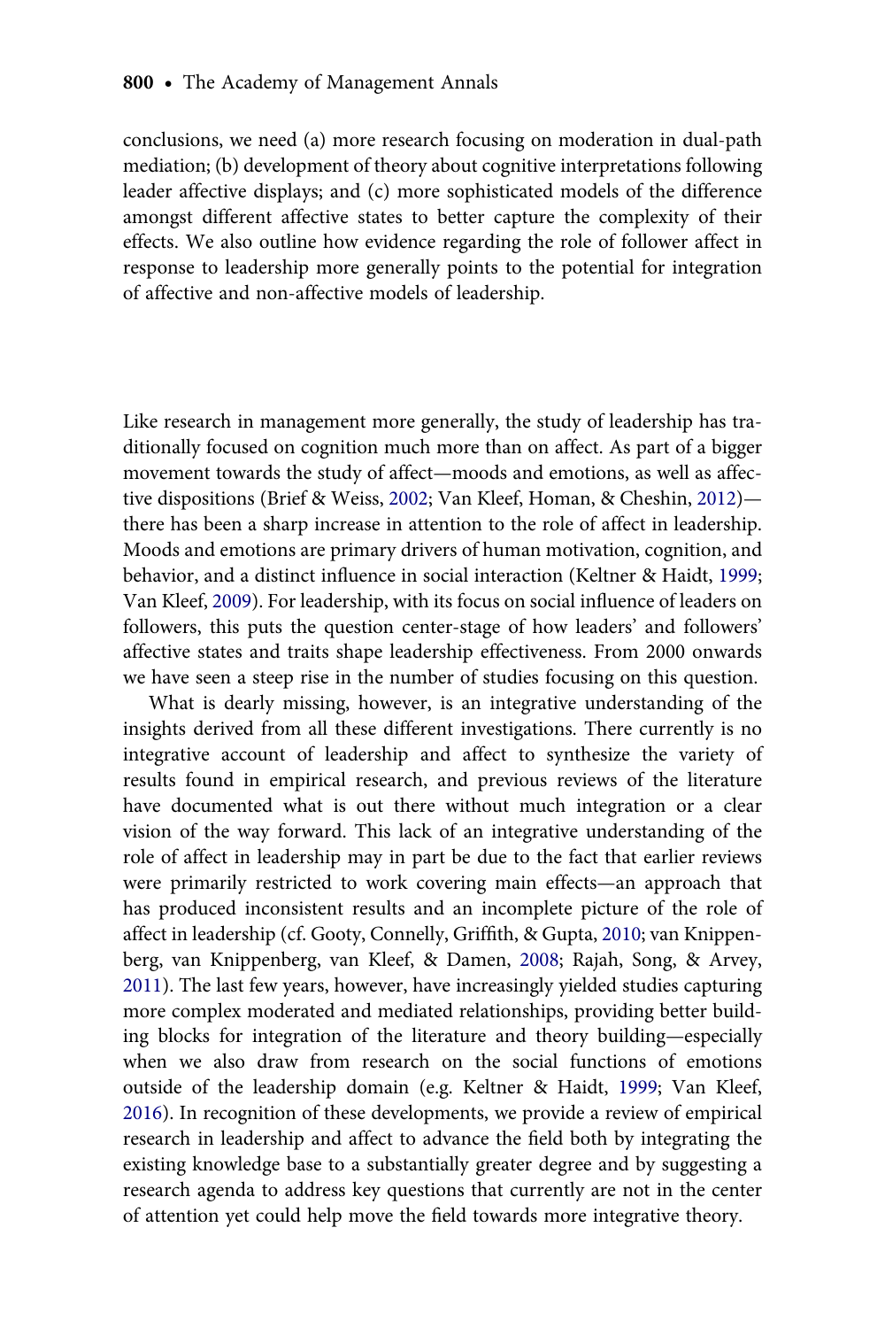conclusions, we need (a) more research focusing on moderation in dual-path mediation; (b) development of theory about cognitive interpretations following leader affective displays; and (c) more sophisticated models of the difference amongst different affective states to better capture the complexity of their effects. We also outline how evidence regarding the role of follower affect in response to leadership more generally points to the potential for integration of affective and non-affective models of leadership.

Like research in management more generally, the study of leadership has traditionally focused on cognition much more than on affect. As part of a bigger movement towards the study of affect—moods and emotions, as well as affective dispositions (Brief & Weiss, 2002; Van Kleef, Homan, & Cheshin, 2012)—there has been a sharp increase in attention to the role of affect in leadership. Moods and emotions are primary drivers of human motivation, cognition, and behavior, and a distinct influence in social interaction (Keltner & Haidt, 1999; Van Kleef, 2009). For leadership, with its focus on social influence of leaders on followers, this puts the question center-stage of how leaders' and followers' affective states and traits shape leadership effectiveness. From 2000 onwards we have seen a steep rise in the number of studies focusing on this question.

What is dearly missing, however, is an integrative understanding of the insights derived from all these different investigations. There currently is no integrative account of leadership and affect to synthesize the variety of results found in empirical research, and previous reviews of the literature have documented what is out there without much integration or a clear vision of the way forward. This lack of an integrative understanding of the role of affect in leadership may in part be due to the fact that earlier reviews were primarily restricted to work covering main effects—an approach that has produced inconsistent results and an incomplete picture of the role of affect in leadership (cf. Gooty, Connelly, Griffith, & Gupta, 2010; van Knippenberg, van Knippenberg, van Kleef, & Damen, 2008; Rajah, Song, & Arvey, 2011). The last few years, however, have increasingly yielded studies capturing more complex moderated and mediated relationships, providing better building blocks for integration of the literature and theory building—especially when we also draw from research on the social functions of emotions outside of the leadership domain (e.g. Keltner & Haidt, 1999; Van Kleef, 2016). In recognition of these developments, we provide a review of empirical research in leadership and affect to advance the field both by integrating the existing knowledge base to a substantially greater degree and by suggesting a research agenda to address key questions that currently are not in the center of attention yet could help move the field towards more integrative theory.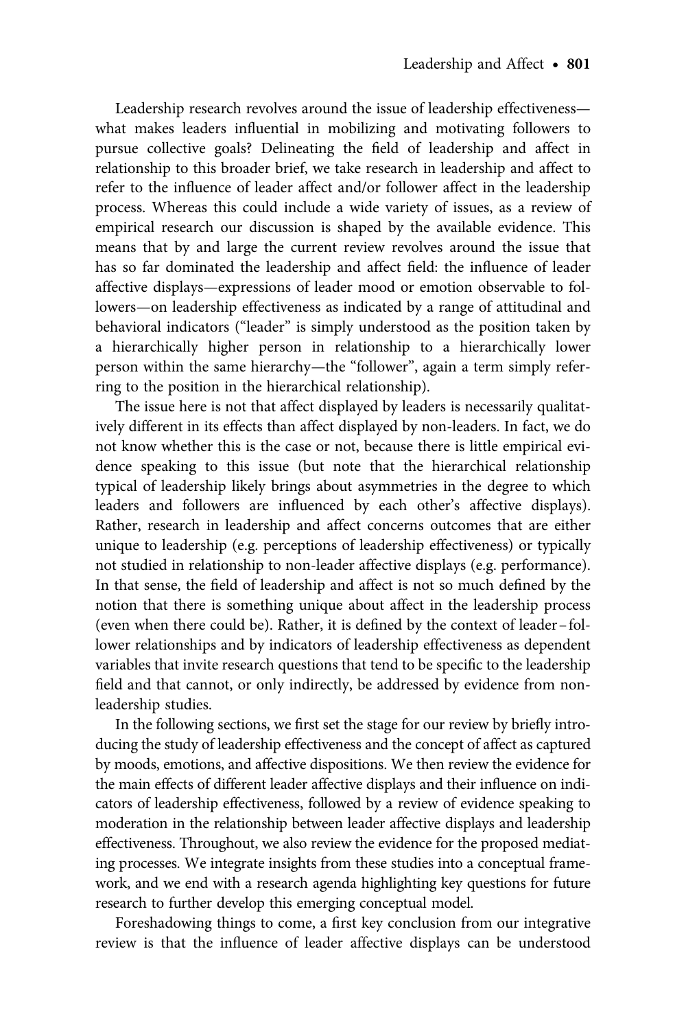Leadership research revolves around the issue of leadership effectiveness—what makes leaders influential in mobilizing and motivating followers to pursue collective goals? Delineating the field of leadership and affect in relationship to this broader brief, we take research in leadership and affect to refer to the influence of leader affect and/or follower affect in the leadership process. Whereas this could include a wide variety of issues, as a review of empirical research our discussion is shaped by the available evidence. This means that by and large the current review revolves around the issue that has so far dominated the leadership and affect field: the influence of leader affective displays—expressions of leader mood or emotion observable to followers—on leadership effectiveness as indicated by a range of attitudinal and behavioral indicators ("leader" is simply understood as the position taken by a hierarchically higher person in relationship to a hierarchically lower person within the same hierarchy—the "follower", again a term simply referring to the position in the hierarchical relationship).

The issue here is not that affect displayed by leaders is necessarily qualitatively different in its effects than affect displayed by non-leaders. In fact, we do not know whether this is the case or not, because there is little empirical evidence speaking to this issue (but note that the hierarchical relationship typical of leadership likely brings about asymmetries in the degree to which leaders and followers are influenced by each other's affective displays). Rather, research in leadership and affect concerns outcomes that are either unique to leadership (e.g. perceptions of leadership effectiveness) or typically not studied in relationship to non-leader affective displays (e.g. performance). In that sense, the field of leadership and affect is not so much defined by the notion that there is something unique about affect in the leadership process (even when there could be). Rather, it is defined by the context of leader–follower relationships and by indicators of leadership effectiveness as dependent variables that invite research questions that tend to be specific to the leadership field and that cannot, or only indirectly, be addressed by evidence from non-leadership studies.

In the following sections, we first set the stage for our review by briefly introducing the study of leadership effectiveness and the concept of affect as captured by moods, emotions, and affective dispositions. We then review the evidence for the main effects of different leader affective displays and their influence on indicators of leadership effectiveness, followed by a review of evidence speaking to moderation in the relationship between leader affective displays and leadership effectiveness. Throughout, we also review the evidence for the proposed mediating processes. We integrate insights from these studies into a conceptual framework, and we end with a research agenda highlighting key questions for future research to further develop this emerging conceptual model.

Foreshadowing things to come, a first key conclusion from our integrative review is that the influence of leader affective displays can be understood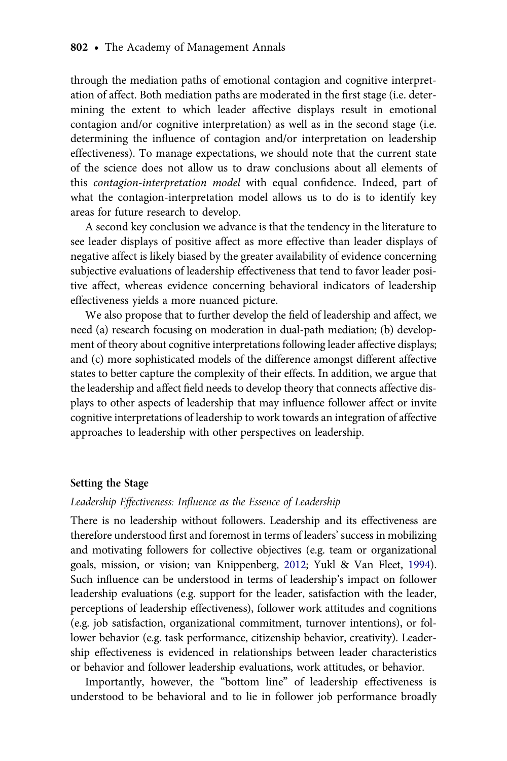through the mediation paths of emotional contagion and cognitive interpretation of affect. Both mediation paths are moderated in the first stage (i.e. determining the extent to which leader affective displays result in emotional contagion and/or cognitive interpretation) as well as in the second stage (i.e. determining the influence of contagion and/or interpretation on leadership effectiveness). To manage expectations, we should note that the current state of the science does not allow us to draw conclusions about all elements of this *contagion-interpretation model* with equal confidence. Indeed, part of what the contagion-interpretation model allows us to do is to identify key areas for future research to develop.

A second key conclusion we advance is that the tendency in the literature to see leader displays of positive affect as more effective than leader displays of negative affect is likely biased by the greater availability of evidence concerning subjective evaluations of leadership effectiveness that tend to favor leader positive affect, whereas evidence concerning behavioral indicators of leadership effectiveness yields a more nuanced picture.

We also propose that to further develop the field of leadership and affect, we need (a) research focusing on moderation in dual-path mediation; (b) development of theory about cognitive interpretations following leader affective displays; and (c) more sophisticated models of the difference amongst different affective states to better capture the complexity of their effects. In addition, we argue that the leadership and affect field needs to develop theory that connects affective displays to other aspects of leadership that may influence follower affect or invite cognitive interpretations of leadership to work towards an integration of affective approaches to leadership with other perspectives on leadership.

## Setting the Stage

### *Leadership Effectiveness: Influence as the Essence of Leadership*

There is no leadership without followers. Leadership and its effectiveness are therefore understood first and foremost in terms of leaders' success in mobilizing and motivating followers for collective objectives (e.g. team or organizational goals, mission, or vision; van Knippenberg, 2012; Yukl & Van Fleet, 1994). Such influence can be understood in terms of leadership's impact on follower leadership evaluations (e.g. support for the leader, satisfaction with the leader, perceptions of leadership effectiveness), follower work attitudes and cognitions (e.g. job satisfaction, organizational commitment, turnover intentions), or follower behavior (e.g. task performance, citizenship behavior, creativity). Leadership effectiveness is evidenced in relationships between leader characteristics or behavior and follower leadership evaluations, work attitudes, or behavior.

Importantly, however, the "bottom line" of leadership effectiveness is understood to be behavioral and to lie in follower job performance broadly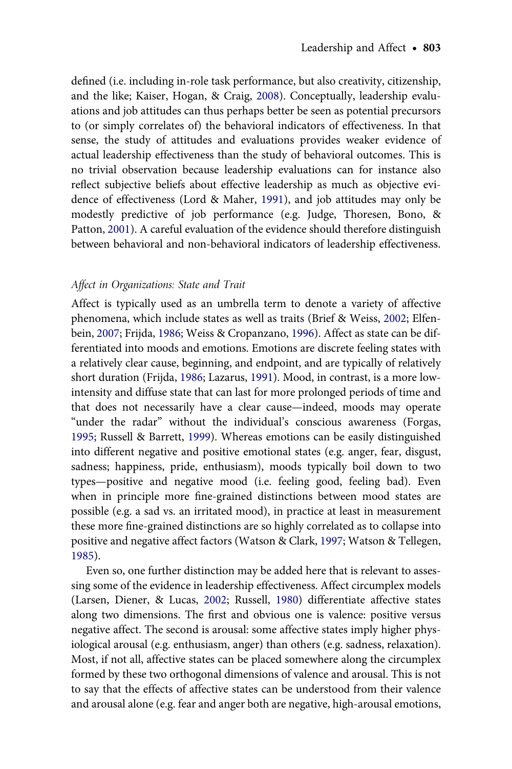defined (i.e. including in-role task performance, but also creativity, citizenship, and the like; Kaiser, Hogan, & Craig, 2008). Conceptually, leadership evaluations and job attitudes can thus perhaps better be seen as potential precursors to (or simply correlates of) the behavioral indicators of effectiveness. In that sense, the study of attitudes and evaluations provides weaker evidence of actual leadership effectiveness than the study of behavioral outcomes. This is no trivial observation because leadership evaluations can for instance also reflect subjective beliefs about effective leadership as much as objective evidence of effectiveness (Lord & Maher, 1991), and job attitudes may only be modestly predictive of job performance (e.g. Judge, Thoresen, Bono, & Patton, 2001). A careful evaluation of the evidence should therefore distinguish between behavioral and non-behavioral indicators of leadership effectiveness.

### *Affect in Organizations: State and Trait*

Affect is typically used as an umbrella term to denote a variety of affective phenomena, which include states as well as traits (Brief & Weiss, 2002; Elfenbein, 2007; Frijda, 1986; Weiss & Cropanzano, 1996). Affect as state can be differentiated into moods and emotions. Emotions are discrete feeling states with a relatively clear cause, beginning, and endpoint, and are typically of relatively short duration (Frijda, 1986; Lazarus, 1991). Mood, in contrast, is a more low-intensity and diffuse state that can last for more prolonged periods of time and that does not necessarily have a clear cause—indeed, moods may operate "under the radar" without the individual's conscious awareness (Forgas, 1995; Russell & Barrett, 1999). Whereas emotions can be easily distinguished into different negative and positive emotional states (e.g. anger, fear, disgust, sadness; happiness, pride, enthusiasm), moods typically boil down to two types—positive and negative mood (i.e. feeling good, feeling bad). Even when in principle more fine-grained distinctions between mood states are possible (e.g. a sad vs. an irritated mood), in practice at least in measurement these more fine-grained distinctions are so highly correlated as to collapse into positive and negative affect factors (Watson & Clark, 1997; Watson & Tellegen, 1985).

Even so, one further distinction may be added here that is relevant to assessing some of the evidence in leadership effectiveness. Affect circumplex models (Larsen, Diener, & Lucas, 2002; Russell, 1980) differentiate affective states along two dimensions. The first and obvious one is valence: positive versus negative affect. The second is arousal: some affective states imply higher physiological arousal (e.g. enthusiasm, anger) than others (e.g. sadness, relaxation). Most, if not all, affective states can be placed somewhere along the circumplex formed by these two orthogonal dimensions of valence and arousal. This is not to say that the effects of affective states can be understood from their valence and arousal alone (e.g. fear and anger both are negative, high-arousal emotions,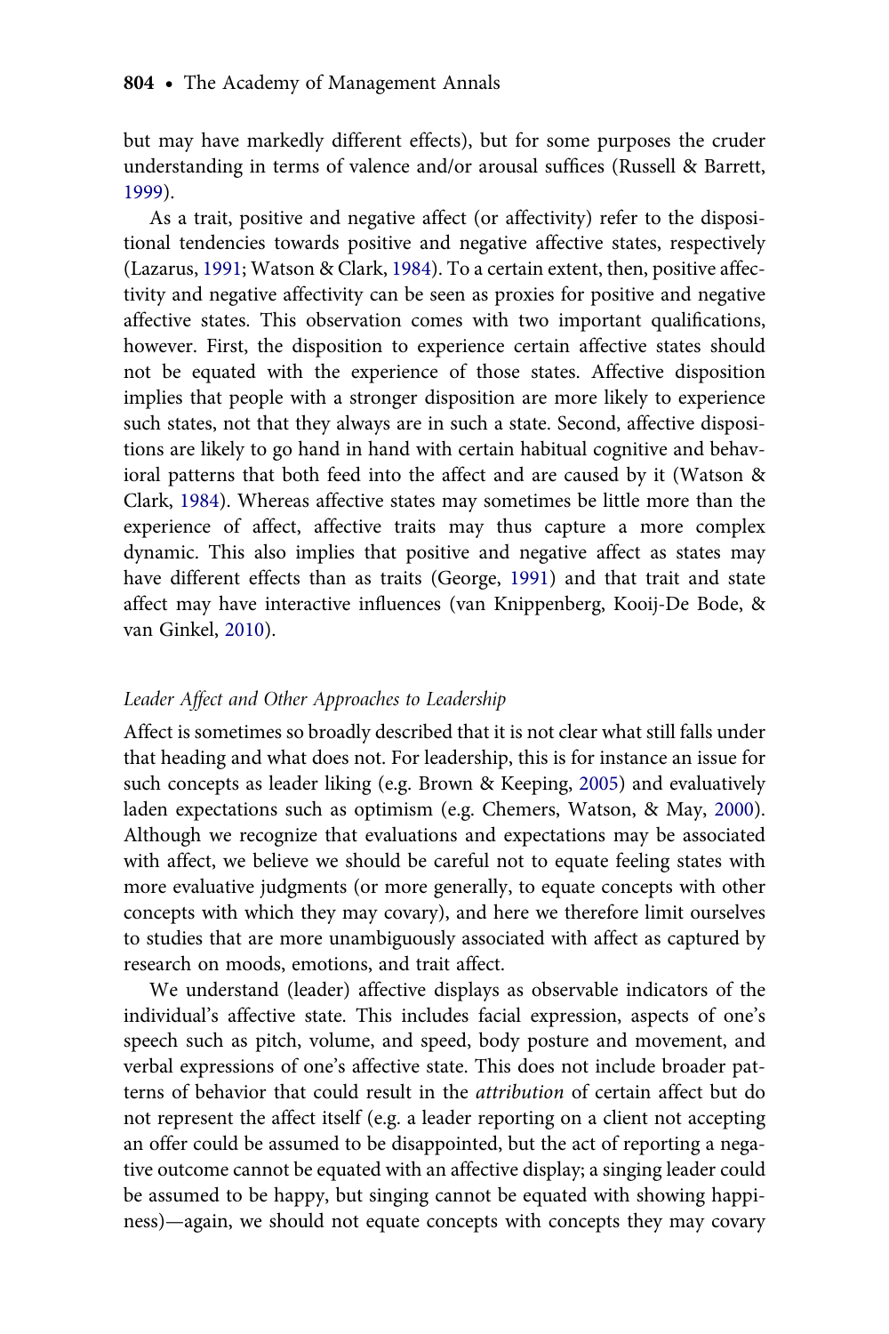but may have markedly different effects), but for some purposes the cruder understanding in terms of valence and/or arousal suffices (Russell & Barrett, 1999).

As a trait, positive and negative affect (or affectivity) refer to the dispositional tendencies towards positive and negative affective states, respectively (Lazarus, 1991; Watson & Clark, 1984). To a certain extent, then, positive affectivity and negative affectivity can be seen as proxies for positive and negative affective states. This observation comes with two important qualifications, however. First, the disposition to experience certain affective states should not be equated with the experience of those states. Affective disposition implies that people with a stronger disposition are more likely to experience such states, not that they always are in such a state. Second, affective dispositions are likely to go hand in hand with certain habitual cognitive and behavioral patterns that both feed into the affect and are caused by it (Watson & Clark, 1984). Whereas affective states may sometimes be little more than the experience of affect, affective traits may thus capture a more complex dynamic. This also implies that positive and negative affect as states may have different effects than as traits (George, 1991) and that trait and state affect may have interactive influences (van Knippenberg, Kooij-De Bode, & van Ginkel, 2010).

### *Leader Affect and Other Approaches to Leadership*

Affect is sometimes so broadly described that it is not clear what still falls under that heading and what does not. For leadership, this is for instance an issue for such concepts as leader liking (e.g. Brown & Keeping, 2005) and evaluatively laden expectations such as optimism (e.g. Chemers, Watson, & May, 2000). Although we recognize that evaluations and expectations may be associated with affect, we believe we should be careful not to equate feeling states with more evaluative judgments (or more generally, to equate concepts with other concepts with which they may covary), and here we therefore limit ourselves to studies that are more unambiguously associated with affect as captured by research on moods, emotions, and trait affect.

We understand (leader) affective displays as observable indicators of the individual's affective state. This includes facial expression, aspects of one's speech such as pitch, volume, and speed, body posture and movement, and verbal expressions of one's affective state. This does not include broader patterns of behavior that could result in the *attribution* of certain affect but do not represent the affect itself (e.g. a leader reporting on a client not accepting an offer could be assumed to be disappointed, but the act of reporting a negative outcome cannot be equated with an affective display; a singing leader could be assumed to be happy, but singing cannot be equated with showing happiness)—again, we should not equate concepts with concepts they may covary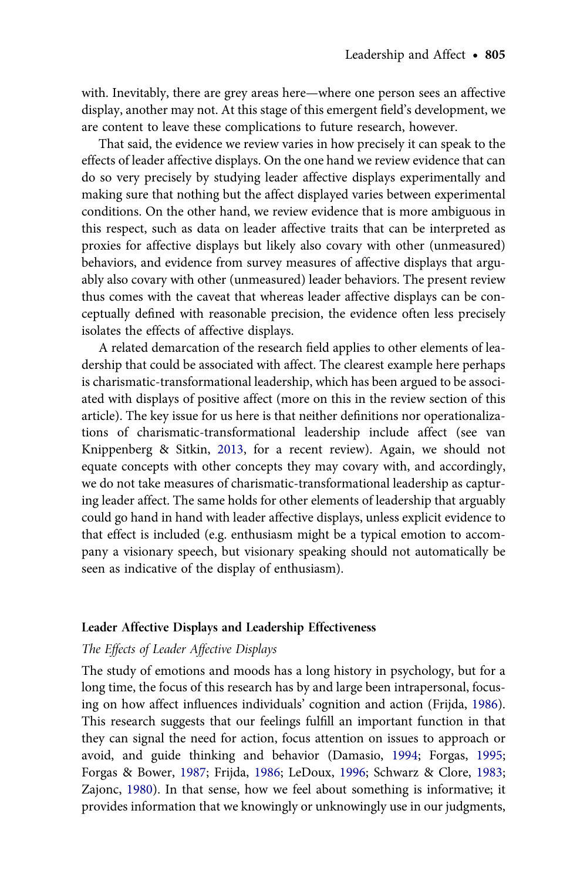with. Inevitably, there are grey areas here—where one person sees an affective display, another may not. At this stage of this emergent field's development, we are content to leave these complications to future research, however.

That said, the evidence we review varies in how precisely it can speak to the effects of leader affective displays. On the one hand we review evidence that can do so very precisely by studying leader affective displays experimentally and making sure that nothing but the affect displayed varies between experimental conditions. On the other hand, we review evidence that is more ambiguous in this respect, such as data on leader affective traits that can be interpreted as proxies for affective displays but likely also covary with other (unmeasured) behaviors, and evidence from survey measures of affective displays that arguably also covary with other (unmeasured) leader behaviors. The present review thus comes with the caveat that whereas leader affective displays can be conceptually defined with reasonable precision, the evidence often less precisely isolates the effects of affective displays.

A related demarcation of the research field applies to other elements of leadership that could be associated with affect. The clearest example here perhaps is charismatic-transformational leadership, which has been argued to be associated with displays of positive affect (more on this in the review section of this article). The key issue for us here is that neither definitions nor operationalizations of charismatic-transformational leadership include affect (see van Knippenberg & Sitkin, 2013, for a recent review). Again, we should not equate concepts with other concepts they may covary with, and accordingly, we do not take measures of charismatic-transformational leadership as capturing leader affect. The same holds for other elements of leadership that arguably could go hand in hand with leader affective displays, unless explicit evidence to that effect is included (e.g. enthusiasm might be a typical emotion to accompany a visionary speech, but visionary speaking should not automatically be seen as indicative of the display of enthusiasm).

## Leader Affective Displays and Leadership Effectiveness

### *The Effects of Leader Affective Displays*

The study of emotions and moods has a long history in psychology, but for a long time, the focus of this research has by and large been intrapersonal, focusing on how affect influences individuals' cognition and action (Frijda, 1986). This research suggests that our feelings fulfill an important function in that they can signal the need for action, focus attention on issues to approach or avoid, and guide thinking and behavior (Damasio, 1994; Forgas, 1995; Forgas & Bower, 1987; Frijda, 1986; LeDoux, 1996; Schwarz & Clore, 1983; Zajonc, 1980). In that sense, how we feel about something is informative; it provides information that we knowingly or unknowingly use in our judgments,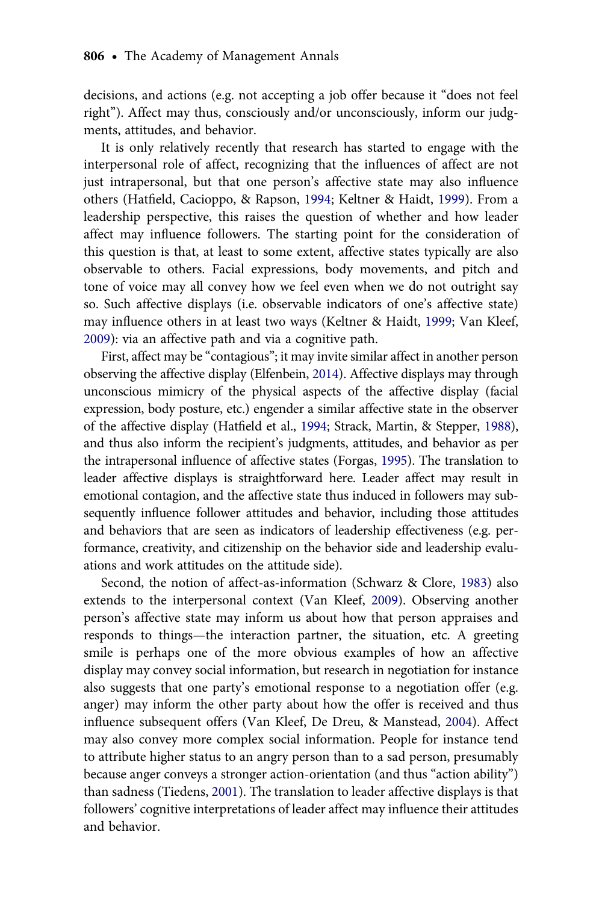decisions, and actions (e.g. not accepting a job offer because it "does not feel right"). Affect may thus, consciously and/or unconsciously, inform our judgments, attitudes, and behavior.

It is only relatively recently that research has started to engage with the interpersonal role of affect, recognizing that the influences of affect are not just intrapersonal, but that one person's affective state may also influence others (Hatfield, Cacioppo, & Rapson, 1994; Keltner & Haidt, 1999). From a leadership perspective, this raises the question of whether and how leader affect may influence followers. The starting point for the consideration of this question is that, at least to some extent, affective states typically are also observable to others. Facial expressions, body movements, and pitch and tone of voice may all convey how we feel even when we do not outright say so. Such affective displays (i.e. observable indicators of one's affective state) may influence others in at least two ways (Keltner & Haidt, 1999; Van Kleef, 2009): via an affective path and via a cognitive path.

First, affect may be "contagious"; it may invite similar affect in another person observing the affective display (Elfenbein, 2014). Affective displays may through unconscious mimicry of the physical aspects of the affective display (facial expression, body posture, etc.) engender a similar affective state in the observer of the affective display (Hatfield et al., 1994; Strack, Martin, & Stepper, 1988), and thus also inform the recipient's judgments, attitudes, and behavior as per the intrapersonal influence of affective states (Forgas, 1995). The translation to leader affective displays is straightforward here. Leader affect may result in emotional contagion, and the affective state thus induced in followers may subsequently influence follower attitudes and behavior, including those attitudes and behaviors that are seen as indicators of leadership effectiveness (e.g. performance, creativity, and citizenship on the behavior side and leadership evaluations and work attitudes on the attitude side).

Second, the notion of affect-as-information (Schwarz & Clore, 1983) also extends to the interpersonal context (Van Kleef, 2009). Observing another person's affective state may inform us about how that person appraises and responds to things—the interaction partner, the situation, etc. A greeting smile is perhaps one of the more obvious examples of how an affective display may convey social information, but research in negotiation for instance also suggests that one party's emotional response to a negotiation offer (e.g. anger) may inform the other party about how the offer is received and thus influence subsequent offers (Van Kleef, De Dreu, & Manstead, 2004). Affect may also convey more complex social information. People for instance tend to attribute higher status to an angry person than to a sad person, presumably because anger conveys a stronger action-orientation (and thus "action ability") than sadness (Tiedens, 2001). The translation to leader affective displays is that followers' cognitive interpretations of leader affect may influence their attitudes and behavior.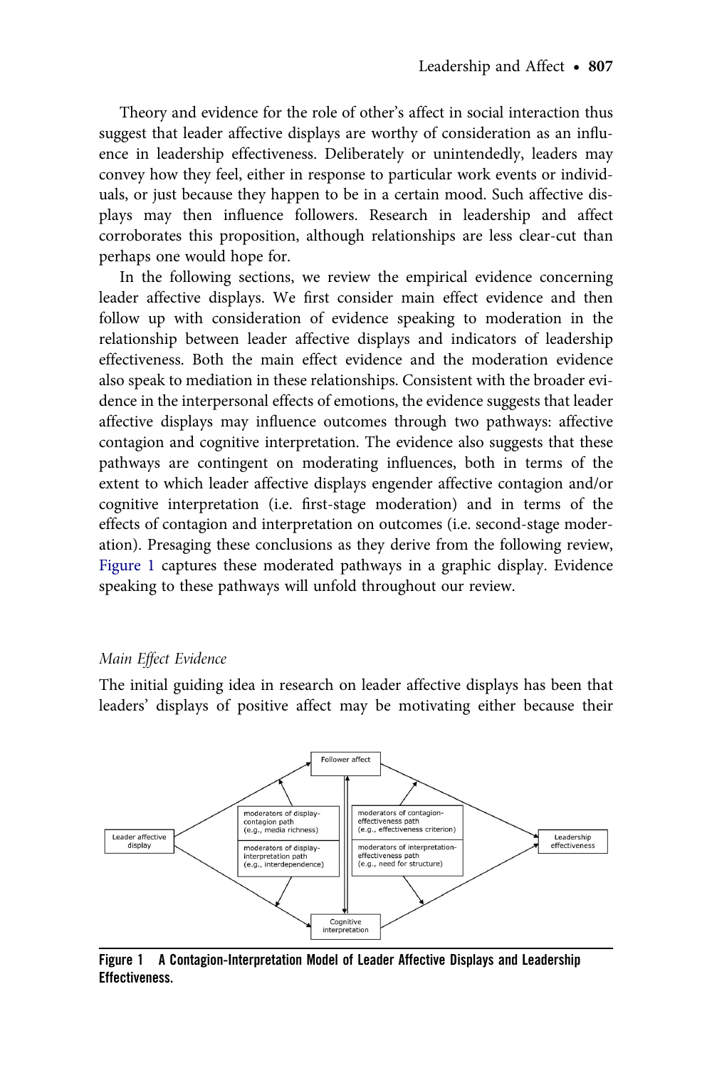Theory and evidence for the role of other's affect in social interaction thus suggest that leader affective displays are worthy of consideration as an influence in leadership effectiveness. Deliberately or unintendedly, leaders may convey how they feel, either in response to particular work events or individuals, or just because they happen to be in a certain mood. Such affective displays may then influence followers. Research in leadership and affect corroborates this proposition, although relationships are less clear-cut than perhaps one would hope for.

In the following sections, we review the empirical evidence concerning leader affective displays. We first consider main effect evidence and then follow up with consideration of evidence speaking to moderation in the relationship between leader affective displays and indicators of leadership effectiveness. Both the main effect evidence and the moderation evidence also speak to mediation in these relationships. Consistent with the broader evidence in the interpersonal effects of emotions, the evidence suggests that leader affective displays may influence outcomes through two pathways: affective contagion and cognitive interpretation. The evidence also suggests that these pathways are contingent on moderating influences, both in terms of the extent to which leader affective displays engender affective contagion and/or cognitive interpretation (i.e. first-stage moderation) and in terms of the effects of contagion and interpretation on outcomes (i.e. second-stage moderation). Presaging these conclusions as they derive from the following review, Figure 1 captures these moderated pathways in a graphic display. Evidence speaking to these pathways will unfold throughout our review.

### *Main Effect Evidence*

The initial guiding idea in research on leader affective displays has been that leaders' displays of positive affect may be motivating either because their

Leader affective display → Follower affect; Leader affective display → Cognitive interpretation; Follower affect → Leadership effectiveness; Cognitive interpretation → Leadership effectiveness

moderators of display-contagion path (e.g., media richness)

moderators of display-interpretation path (e.g., interdependence)

moderators of contagion-effectiveness path (e.g., effectiveness criterion)

moderators of interpretation-effectiveness path (e.g., need for structure)

**Figure 1 A Contagion-Interpretation Model of Leader Affective Displays and Leadership Effectiveness.**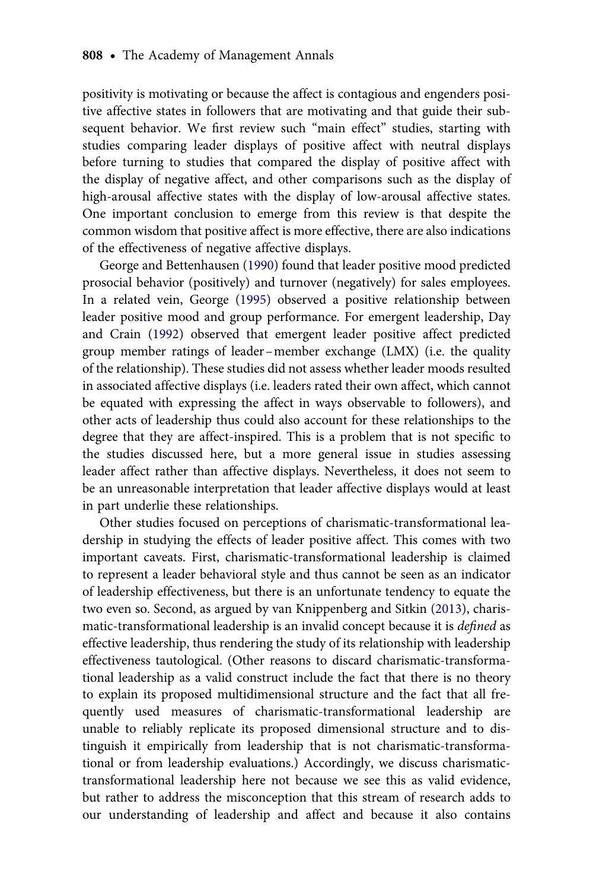positivity is motivating or because the affect is contagious and engenders positive affective states in followers that are motivating and that guide their subsequent behavior. We first review such "main effect" studies, starting with studies comparing leader displays of positive affect with neutral displays before turning to studies that compared the display of positive affect with the display of negative affect, and other comparisons such as the display of high-arousal affective states with the display of low-arousal affective states. One important conclusion to emerge from this review is that despite the common wisdom that positive affect is more effective, there are also indications of the effectiveness of negative affective displays.

George and Bettenhausen (1990) found that leader positive mood predicted prosocial behavior (positively) and turnover (negatively) for sales employees. In a related vein, George (1995) observed a positive relationship between leader positive mood and group performance. For emergent leadership, Day and Crain (1992) observed that emergent leader positive affect predicted group member ratings of leader–member exchange (LMX) (i.e. the quality of the relationship). These studies did not assess whether leader moods resulted in associated affective displays (i.e. leaders rated their own affect, which cannot be equated with expressing the affect in ways observable to followers), and other acts of leadership thus could also account for these relationships to the degree that they are affect-inspired. This is a problem that is not specific to the studies discussed here, but a more general issue in studies assessing leader affect rather than affective displays. Nevertheless, it does not seem to be an unreasonable interpretation that leader affective displays would at least in part underlie these relationships.

Other studies focused on perceptions of charismatic-transformational leadership in studying the effects of leader positive affect. This comes with two important caveats. First, charismatic-transformational leadership is claimed to represent a leader behavioral style and thus cannot be seen as an indicator of leadership effectiveness, but there is an unfortunate tendency to equate the two even so. Second, as argued by van Knippenberg and Sitkin (2013), charismatic-transformational leadership is an invalid concept because it is *defined* as effective leadership, thus rendering the study of its relationship with leadership effectiveness tautological. (Other reasons to discard charismatic-transformational leadership as a valid construct include the fact that there is no theory to explain its proposed multidimensional structure and the fact that all frequently used measures of charismatic-transformational leadership are unable to reliably replicate its proposed dimensional structure and to distinguish it empirically from leadership that is not charismatic-transformational or from leadership evaluations.) Accordingly, we discuss charismatic-transformational leadership here not because we see this as valid evidence, but rather to address the misconception that this stream of research adds to our understanding of leadership and affect and because it also contains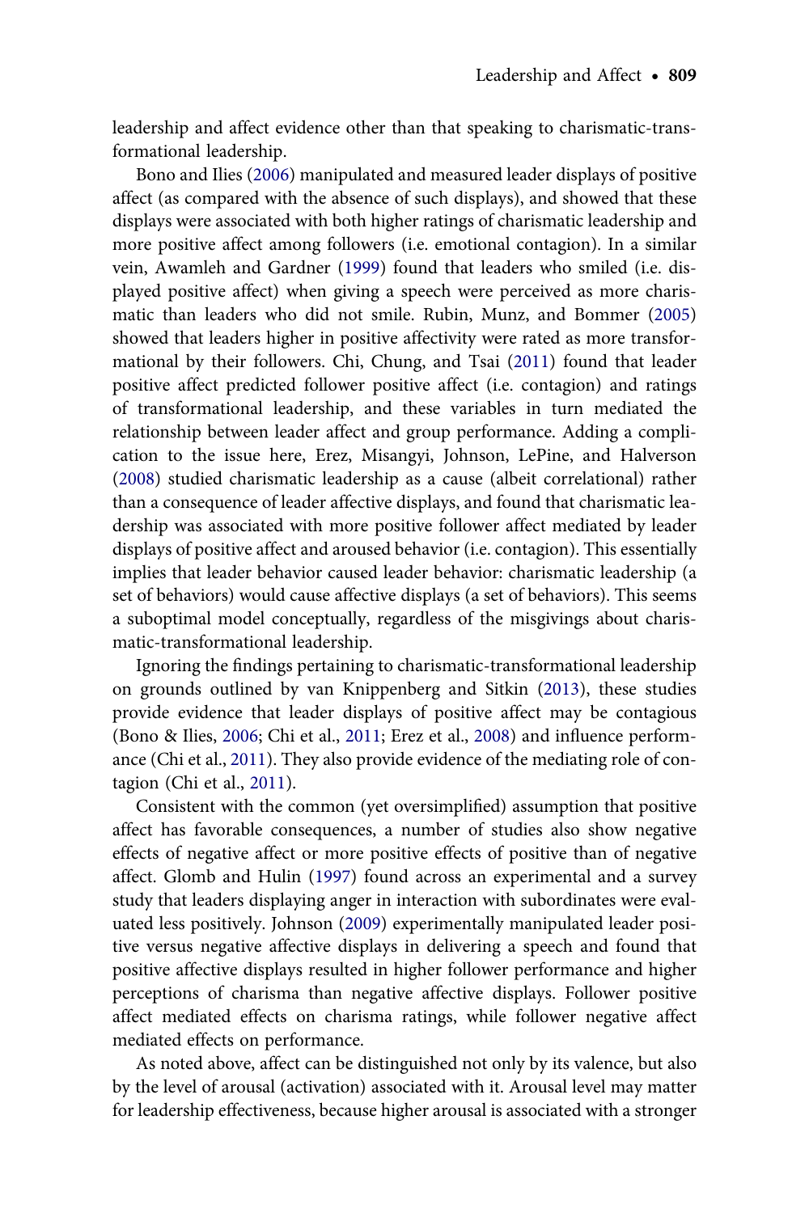leadership and affect evidence other than that speaking to charismatic-transformational leadership.

Bono and Ilies (2006) manipulated and measured leader displays of positive affect (as compared with the absence of such displays), and showed that these displays were associated with both higher ratings of charismatic leadership and more positive affect among followers (i.e. emotional contagion). In a similar vein, Awamleh and Gardner (1999) found that leaders who smiled (i.e. displayed positive affect) when giving a speech were perceived as more charismatic than leaders who did not smile. Rubin, Munz, and Bommer (2005) showed that leaders higher in positive affectivity were rated as more transformational by their followers. Chi, Chung, and Tsai (2011) found that leader positive affect predicted follower positive affect (i.e. contagion) and ratings of transformational leadership, and these variables in turn mediated the relationship between leader affect and group performance. Adding a complication to the issue here, Erez, Misangyi, Johnson, LePine, and Halverson (2008) studied charismatic leadership as a cause (albeit correlational) rather than a consequence of leader affective displays, and found that charismatic leadership was associated with more positive follower affect mediated by leader displays of positive affect and aroused behavior (i.e. contagion). This essentially implies that leader behavior caused leader behavior: charismatic leadership (a set of behaviors) would cause affective displays (a set of behaviors). This seems a suboptimal model conceptually, regardless of the misgivings about charismatic-transformational leadership.

Ignoring the findings pertaining to charismatic-transformational leadership on grounds outlined by van Knippenberg and Sitkin (2013), these studies provide evidence that leader displays of positive affect may be contagious (Bono & Ilies, 2006; Chi et al., 2011; Erez et al., 2008) and influence performance (Chi et al., 2011). They also provide evidence of the mediating role of contagion (Chi et al., 2011).

Consistent with the common (yet oversimplified) assumption that positive affect has favorable consequences, a number of studies also show negative effects of negative affect or more positive effects of positive than of negative affect. Glomb and Hulin (1997) found across an experimental and a survey study that leaders displaying anger in interaction with subordinates were evaluated less positively. Johnson (2009) experimentally manipulated leader positive versus negative affective displays in delivering a speech and found that positive affective displays resulted in higher follower performance and higher perceptions of charisma than negative affective displays. Follower positive affect mediated effects on charisma ratings, while follower negative affect mediated effects on performance.

As noted above, affect can be distinguished not only by its valence, but also by the level of arousal (activation) associated with it. Arousal level may matter for leadership effectiveness, because higher arousal is associated with a stronger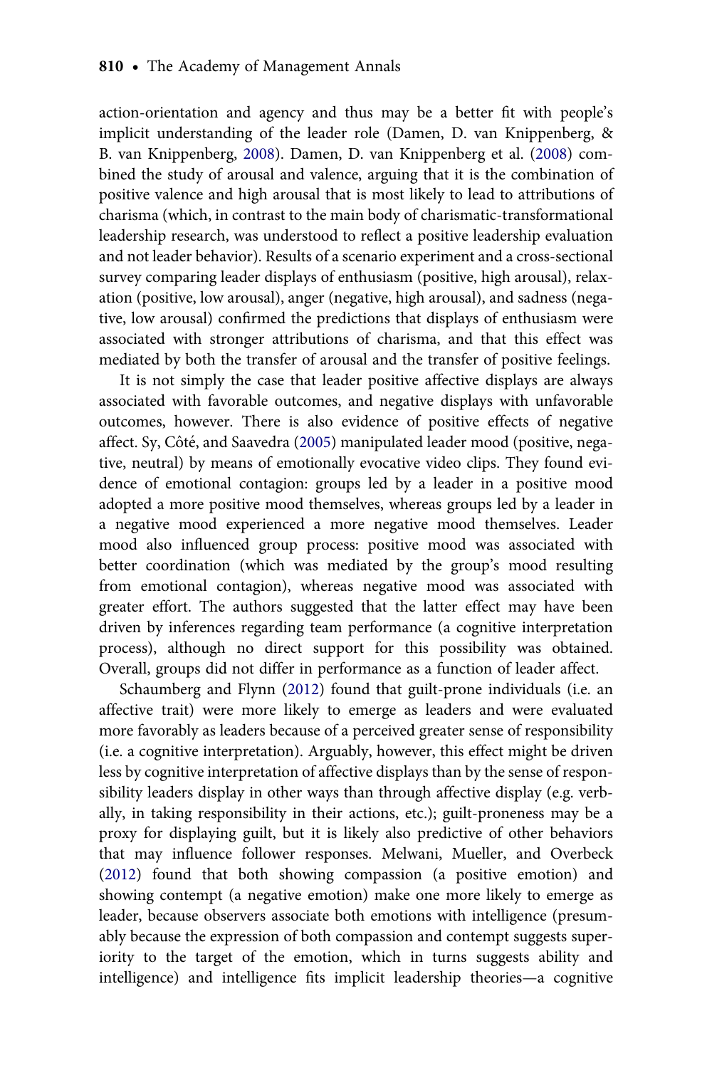action-orientation and agency and thus may be a better fit with people's implicit understanding of the leader role (Damen, D. van Knippenberg, & B. van Knippenberg, 2008). Damen, D. van Knippenberg et al. (2008) combined the study of arousal and valence, arguing that it is the combination of positive valence and high arousal that is most likely to lead to attributions of charisma (which, in contrast to the main body of charismatic-transformational leadership research, was understood to reflect a positive leadership evaluation and not leader behavior). Results of a scenario experiment and a cross-sectional survey comparing leader displays of enthusiasm (positive, high arousal), relaxation (positive, low arousal), anger (negative, high arousal), and sadness (negative, low arousal) confirmed the predictions that displays of enthusiasm were associated with stronger attributions of charisma, and that this effect was mediated by both the transfer of arousal and the transfer of positive feelings.

It is not simply the case that leader positive affective displays are always associated with favorable outcomes, and negative displays with unfavorable outcomes, however. There is also evidence of positive effects of negative affect. Sy, Côté, and Saavedra (2005) manipulated leader mood (positive, negative, neutral) by means of emotionally evocative video clips. They found evidence of emotional contagion: groups led by a leader in a positive mood adopted a more positive mood themselves, whereas groups led by a leader in a negative mood experienced a more negative mood themselves. Leader mood also influenced group process: positive mood was associated with better coordination (which was mediated by the group's mood resulting from emotional contagion), whereas negative mood was associated with greater effort. The authors suggested that the latter effect may have been driven by inferences regarding team performance (a cognitive interpretation process), although no direct support for this possibility was obtained. Overall, groups did not differ in performance as a function of leader affect.

Schaumberg and Flynn (2012) found that guilt-prone individuals (i.e. an affective trait) were more likely to emerge as leaders and were evaluated more favorably as leaders because of a perceived greater sense of responsibility (i.e. a cognitive interpretation). Arguably, however, this effect might be driven less by cognitive interpretation of affective displays than by the sense of responsibility leaders display in other ways than through affective display (e.g. verbally, in taking responsibility in their actions, etc.); guilt-proneness may be a proxy for displaying guilt, but it is likely also predictive of other behaviors that may influence follower responses. Melwani, Mueller, and Overbeck (2012) found that both showing compassion (a positive emotion) and showing contempt (a negative emotion) make one more likely to emerge as leader, because observers associate both emotions with intelligence (presumably because the expression of both compassion and contempt suggests superiority to the target of the emotion, which in turns suggests ability and intelligence) and intelligence fits implicit leadership theories—a cognitive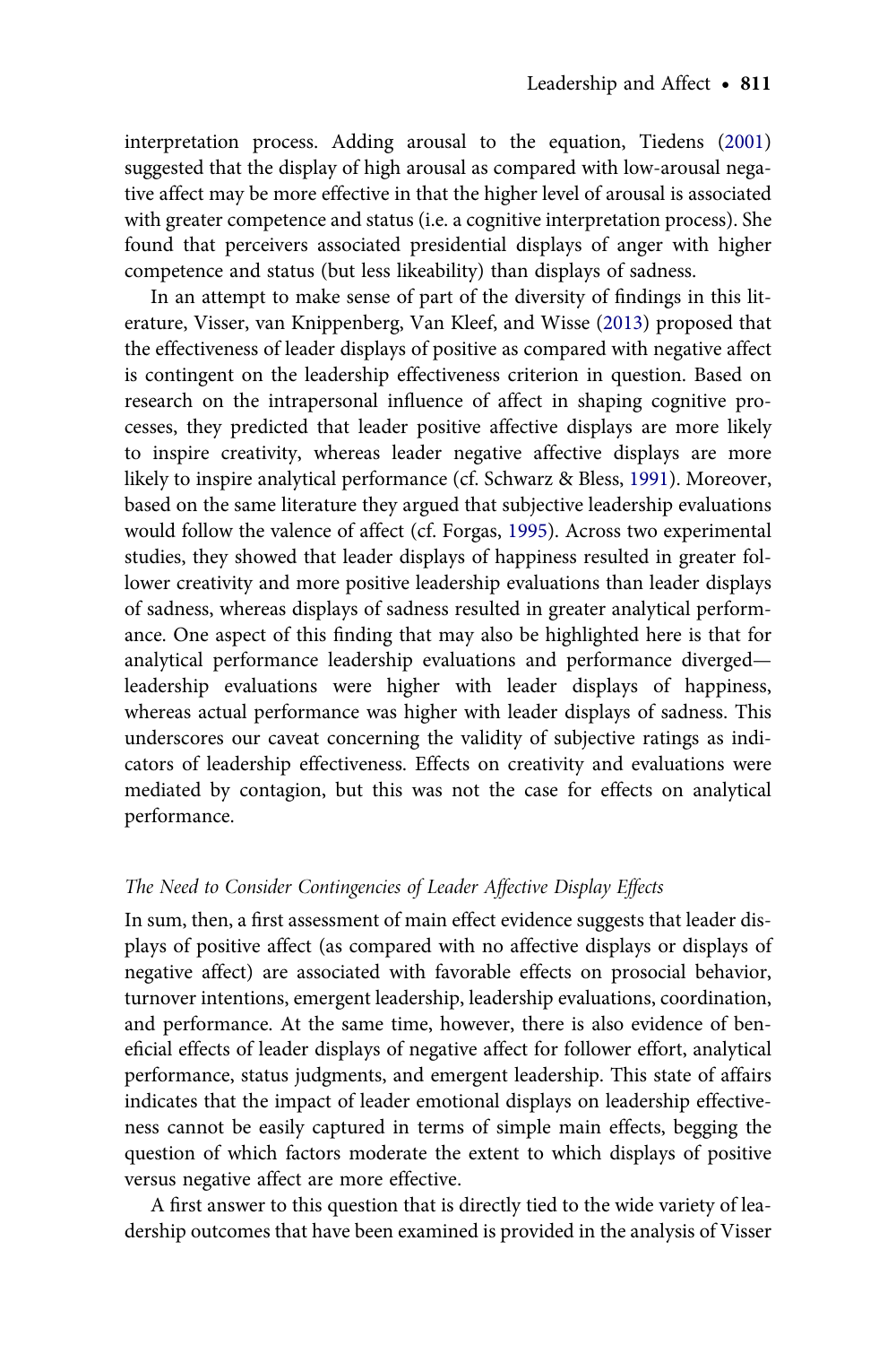interpretation process. Adding arousal to the equation, Tiedens (2001) suggested that the display of high arousal as compared with low-arousal negative affect may be more effective in that the higher level of arousal is associated with greater competence and status (i.e. a cognitive interpretation process). She found that perceivers associated presidential displays of anger with higher competence and status (but less likeability) than displays of sadness.

In an attempt to make sense of part of the diversity of findings in this literature, Visser, van Knippenberg, Van Kleef, and Wisse (2013) proposed that the effectiveness of leader displays of positive as compared with negative affect is contingent on the leadership effectiveness criterion in question. Based on research on the intrapersonal influence of affect in shaping cognitive processes, they predicted that leader positive affective displays are more likely to inspire creativity, whereas leader negative affective displays are more likely to inspire analytical performance (cf. Schwarz & Bless, 1991). Moreover, based on the same literature they argued that subjective leadership evaluations would follow the valence of affect (cf. Forgas, 1995). Across two experimental studies, they showed that leader displays of happiness resulted in greater follower creativity and more positive leadership evaluations than leader displays of sadness, whereas displays of sadness resulted in greater analytical performance. One aspect of this finding that may also be highlighted here is that for analytical performance leadership evaluations and performance diverged—leadership evaluations were higher with leader displays of happiness, whereas actual performance was higher with leader displays of sadness. This underscores our caveat concerning the validity of subjective ratings as indicators of leadership effectiveness. Effects on creativity and evaluations were mediated by contagion, but this was not the case for effects on analytical performance.

### *The Need to Consider Contingencies of Leader Affective Display Effects*

In sum, then, a first assessment of main effect evidence suggests that leader displays of positive affect (as compared with no affective displays or displays of negative affect) are associated with favorable effects on prosocial behavior, turnover intentions, emergent leadership, leadership evaluations, coordination, and performance. At the same time, however, there is also evidence of beneficial effects of leader displays of negative affect for follower effort, analytical performance, status judgments, and emergent leadership. This state of affairs indicates that the impact of leader emotional displays on leadership effectiveness cannot be easily captured in terms of simple main effects, begging the question of which factors moderate the extent to which displays of positive versus negative affect are more effective.

A first answer to this question that is directly tied to the wide variety of leadership outcomes that have been examined is provided in the analysis of Visser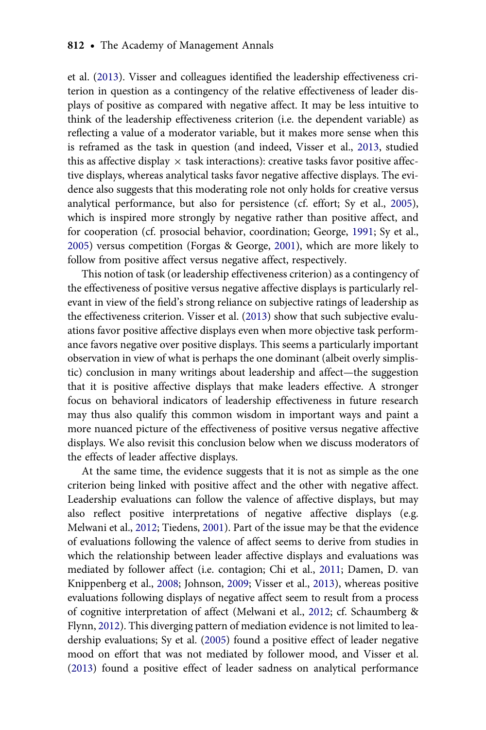et al. (2013). Visser and colleagues identified the leadership effectiveness criterion in question as a contingency of the relative effectiveness of leader displays of positive as compared with negative affect. It may be less intuitive to think of the leadership effectiveness criterion (i.e. the dependent variable) as reflecting a value of a moderator variable, but it makes more sense when this is reframed as the task in question (and indeed, Visser et al., 2013, studied this as affective display $\times$ task interactions): creative tasks favor positive affective displays, whereas analytical tasks favor negative affective displays. The evidence also suggests that this moderating role not only holds for creative versus analytical performance, but also for persistence (cf. effort; Sy et al., 2005), which is inspired more strongly by negative rather than positive affect, and for cooperation (cf. prosocial behavior, coordination; George, 1991; Sy et al., 2005) versus competition (Forgas & George, 2001), which are more likely to follow from positive affect versus negative affect, respectively.

This notion of task (or leadership effectiveness criterion) as a contingency of the effectiveness of positive versus negative affective displays is particularly relevant in view of the field's strong reliance on subjective ratings of leadership as the effectiveness criterion. Visser et al. (2013) show that such subjective evaluations favor positive affective displays even when more objective task performance favors negative over positive displays. This seems a particularly important observation in view of what is perhaps the one dominant (albeit overly simplistic) conclusion in many writings about leadership and affect—the suggestion that it is positive affective displays that make leaders effective. A stronger focus on behavioral indicators of leadership effectiveness in future research may thus also qualify this common wisdom in important ways and paint a more nuanced picture of the effectiveness of positive versus negative affective displays. We also revisit this conclusion below when we discuss moderators of the effects of leader affective displays.

At the same time, the evidence suggests that it is not as simple as the one criterion being linked with positive affect and the other with negative affect. Leadership evaluations can follow the valence of affective displays, but may also reflect positive interpretations of negative affective displays (e.g. Melwani et al., 2012; Tiedens, 2001). Part of the issue may be that the evidence of evaluations following the valence of affect seems to derive from studies in which the relationship between leader affective displays and evaluations was mediated by follower affect (i.e. contagion; Chi et al., 2011; Damen, D. van Knippenberg et al., 2008; Johnson, 2009; Visser et al., 2013), whereas positive evaluations following displays of negative affect seem to result from a process of cognitive interpretation of affect (Melwani et al., 2012; cf. Schaumberg & Flynn, 2012). This diverging pattern of mediation evidence is not limited to leadership evaluations; Sy et al. (2005) found a positive effect of leader negative mood on effort that was not mediated by follower mood, and Visser et al. (2013) found a positive effect of leader sadness on analytical performance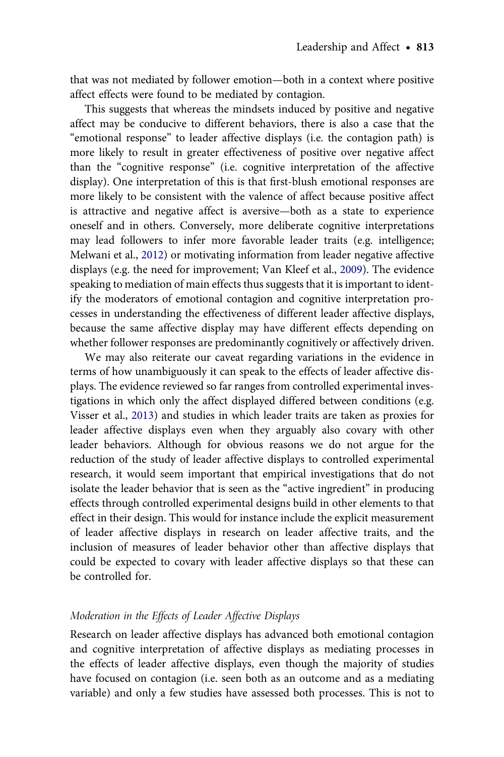that was not mediated by follower emotion—both in a context where positive affect effects were found to be mediated by contagion.

This suggests that whereas the mindsets induced by positive and negative affect may be conducive to different behaviors, there is also a case that the "emotional response" to leader affective displays (i.e. the contagion path) is more likely to result in greater effectiveness of positive over negative affect than the "cognitive response" (i.e. cognitive interpretation of the affective display). One interpretation of this is that first-blush emotional responses are more likely to be consistent with the valence of affect because positive affect is attractive and negative affect is aversive—both as a state to experience oneself and in others. Conversely, more deliberate cognitive interpretations may lead followers to infer more favorable leader traits (e.g. intelligence; Melwani et al., 2012) or motivating information from leader negative affective displays (e.g. the need for improvement; Van Kleef et al., 2009). The evidence speaking to mediation of main effects thus suggests that it is important to identify the moderators of emotional contagion and cognitive interpretation processes in understanding the effectiveness of different leader affective displays, because the same affective display may have different effects depending on whether follower responses are predominantly cognitively or affectively driven.

We may also reiterate our caveat regarding variations in the evidence in terms of how unambiguously it can speak to the effects of leader affective displays. The evidence reviewed so far ranges from controlled experimental investigations in which only the affect displayed differed between conditions (e.g. Visser et al., 2013) and studies in which leader traits are taken as proxies for leader affective displays even when they arguably also covary with other leader behaviors. Although for obvious reasons we do not argue for the reduction of the study of leader affective displays to controlled experimental research, it would seem important that empirical investigations that do not isolate the leader behavior that is seen as the "active ingredient" in producing effects through controlled experimental designs build in other elements to that effect in their design. This would for instance include the explicit measurement of leader affective displays in research on leader affective traits, and the inclusion of measures of leader behavior other than affective displays that could be expected to covary with leader affective displays so that these can be controlled for.

### *Moderation in the Effects of Leader Affective Displays*

Research on leader affective displays has advanced both emotional contagion and cognitive interpretation of affective displays as mediating processes in the effects of leader affective displays, even though the majority of studies have focused on contagion (i.e. seen both as an outcome and as a mediating variable) and only a few studies have assessed both processes. This is not to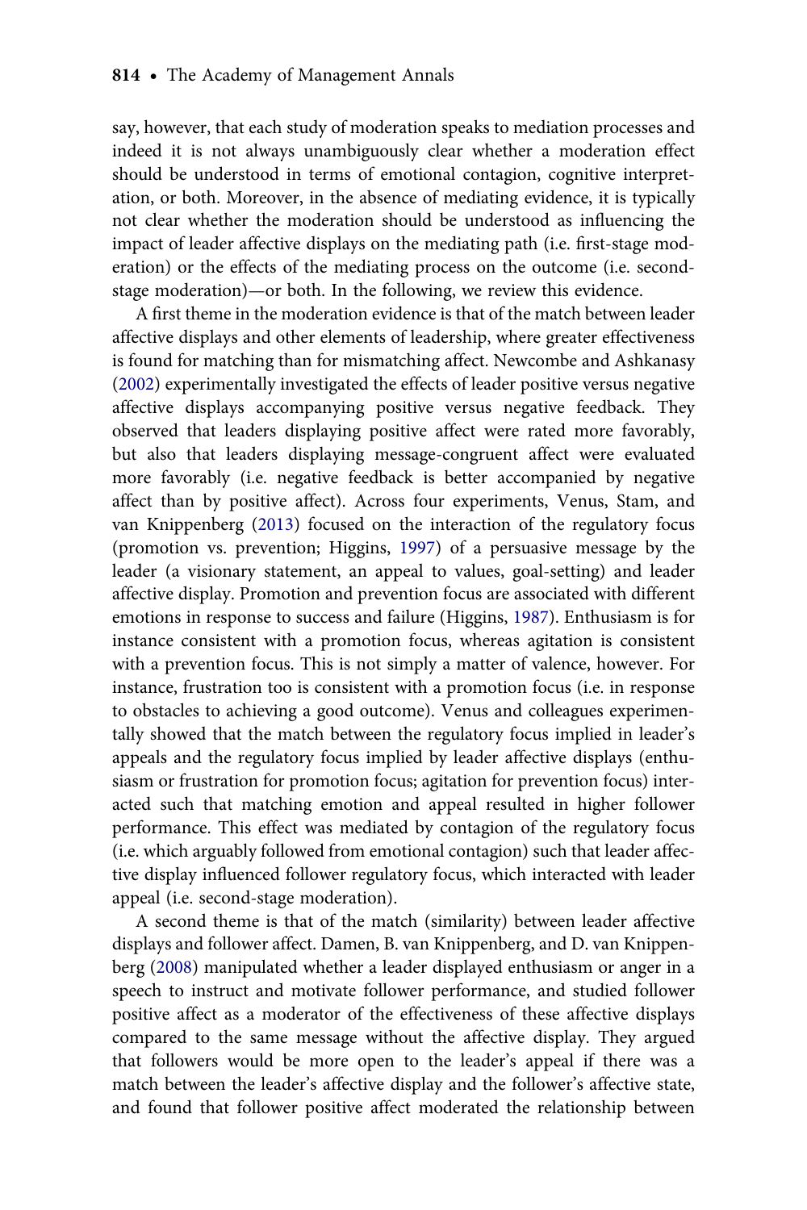say, however, that each study of moderation speaks to mediation processes and indeed it is not always unambiguously clear whether a moderation effect should be understood in terms of emotional contagion, cognitive interpretation, or both. Moreover, in the absence of mediating evidence, it is typically not clear whether the moderation should be understood as influencing the impact of leader affective displays on the mediating path (i.e. first-stage moderation) or the effects of the mediating process on the outcome (i.e. second-stage moderation)—or both. In the following, we review this evidence.

A first theme in the moderation evidence is that of the match between leader affective displays and other elements of leadership, where greater effectiveness is found for matching than for mismatching affect. Newcombe and Ashkanasy (2002) experimentally investigated the effects of leader positive versus negative affective displays accompanying positive versus negative feedback. They observed that leaders displaying positive affect were rated more favorably, but also that leaders displaying message-congruent affect were evaluated more favorably (i.e. negative feedback is better accompanied by negative affect than by positive affect). Across four experiments, Venus, Stam, and van Knippenberg (2013) focused on the interaction of the regulatory focus (promotion vs. prevention; Higgins, 1997) of a persuasive message by the leader (a visionary statement, an appeal to values, goal-setting) and leader affective display. Promotion and prevention focus are associated with different emotions in response to success and failure (Higgins, 1987). Enthusiasm is for instance consistent with a promotion focus, whereas agitation is consistent with a prevention focus. This is not simply a matter of valence, however. For instance, frustration too is consistent with a promotion focus (i.e. in response to obstacles to achieving a good outcome). Venus and colleagues experimentally showed that the match between the regulatory focus implied in leader's appeals and the regulatory focus implied by leader affective displays (enthusiasm or frustration for promotion focus; agitation for prevention focus) interacted such that matching emotion and appeal resulted in higher follower performance. This effect was mediated by contagion of the regulatory focus (i.e. which arguably followed from emotional contagion) such that leader affective display influenced follower regulatory focus, which interacted with leader appeal (i.e. second-stage moderation).

A second theme is that of the match (similarity) between leader affective displays and follower affect. Damen, B. van Knippenberg, and D. van Knippenberg (2008) manipulated whether a leader displayed enthusiasm or anger in a speech to instruct and motivate follower performance, and studied follower positive affect as a moderator of the effectiveness of these affective displays compared to the same message without the affective display. They argued that followers would be more open to the leader's appeal if there was a match between the leader's affective display and the follower's affective state, and found that follower positive affect moderated the relationship between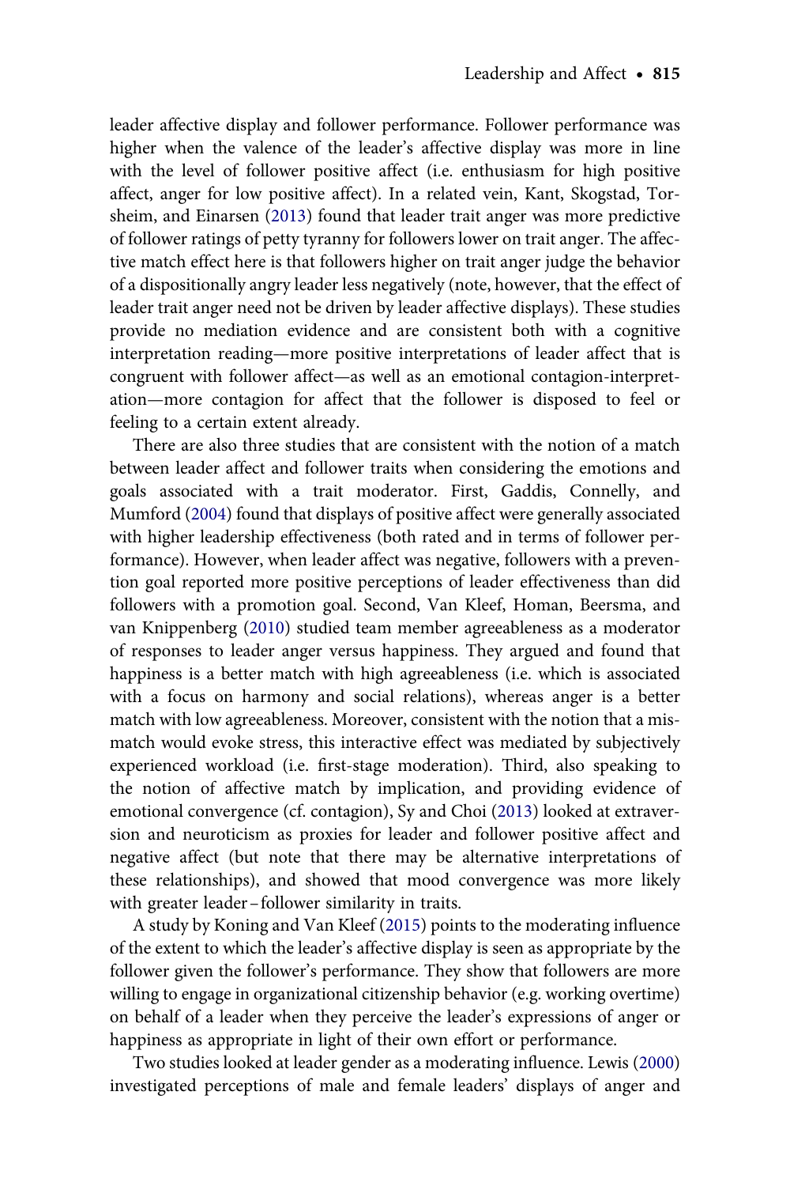leader affective display and follower performance. Follower performance was higher when the valence of the leader's affective display was more in line with the level of follower positive affect (i.e. enthusiasm for high positive affect, anger for low positive affect). In a related vein, Kant, Skogstad, Torsheim, and Einarsen (2013) found that leader trait anger was more predictive of follower ratings of petty tyranny for followers lower on trait anger. The affective match effect here is that followers higher on trait anger judge the behavior of a dispositionally angry leader less negatively (note, however, that the effect of leader trait anger need not be driven by leader affective displays). These studies provide no mediation evidence and are consistent both with a cognitive interpretation reading—more positive interpretations of leader affect that is congruent with follower affect—as well as an emotional contagion-interpretation—more contagion for affect that the follower is disposed to feel or feeling to a certain extent already.

There are also three studies that are consistent with the notion of a match between leader affect and follower traits when considering the emotions and goals associated with a trait moderator. First, Gaddis, Connelly, and Mumford (2004) found that displays of positive affect were generally associated with higher leadership effectiveness (both rated and in terms of follower performance). However, when leader affect was negative, followers with a prevention goal reported more positive perceptions of leader effectiveness than did followers with a promotion goal. Second, Van Kleef, Homan, Beersma, and van Knippenberg (2010) studied team member agreeableness as a moderator of responses to leader anger versus happiness. They argued and found that happiness is a better match with high agreeableness (i.e. which is associated with a focus on harmony and social relations), whereas anger is a better match with low agreeableness. Moreover, consistent with the notion that a mismatch would evoke stress, this interactive effect was mediated by subjectively experienced workload (i.e. first-stage moderation). Third, also speaking to the notion of affective match by implication, and providing evidence of emotional convergence (cf. contagion), Sy and Choi (2013) looked at extraversion and neuroticism as proxies for leader and follower positive affect and negative affect (but note that there may be alternative interpretations of these relationships), and showed that mood convergence was more likely with greater leader–follower similarity in traits.

A study by Koning and Van Kleef (2015) points to the moderating influence of the extent to which the leader's affective display is seen as appropriate by the follower given the follower's performance. They show that followers are more willing to engage in organizational citizenship behavior (e.g. working overtime) on behalf of a leader when they perceive the leader's expressions of anger or happiness as appropriate in light of their own effort or performance.

Two studies looked at leader gender as a moderating influence. Lewis (2000) investigated perceptions of male and female leaders' displays of anger and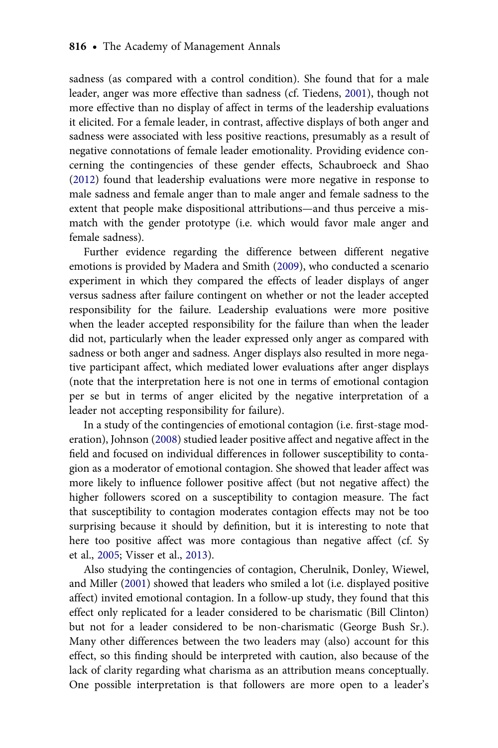sadness (as compared with a control condition). She found that for a male leader, anger was more effective than sadness (cf. Tiedens, 2001), though not more effective than no display of affect in terms of the leadership evaluations it elicited. For a female leader, in contrast, affective displays of both anger and sadness were associated with less positive reactions, presumably as a result of negative connotations of female leader emotionality. Providing evidence concerning the contingencies of these gender effects, Schaubroeck and Shao (2012) found that leadership evaluations were more negative in response to male sadness and female anger than to male anger and female sadness to the extent that people make dispositional attributions—and thus perceive a mismatch with the gender prototype (i.e. which would favor male anger and female sadness).

Further evidence regarding the difference between different negative emotions is provided by Madera and Smith (2009), who conducted a scenario experiment in which they compared the effects of leader displays of anger versus sadness after failure contingent on whether or not the leader accepted responsibility for the failure. Leadership evaluations were more positive when the leader accepted responsibility for the failure than when the leader did not, particularly when the leader expressed only anger as compared with sadness or both anger and sadness. Anger displays also resulted in more negative participant affect, which mediated lower evaluations after anger displays (note that the interpretation here is not one in terms of emotional contagion per se but in terms of anger elicited by the negative interpretation of a leader not accepting responsibility for failure).

In a study of the contingencies of emotional contagion (i.e. first-stage moderation), Johnson (2008) studied leader positive affect and negative affect in the field and focused on individual differences in follower susceptibility to contagion as a moderator of emotional contagion. She showed that leader affect was more likely to influence follower positive affect (but not negative affect) the higher followers scored on a susceptibility to contagion measure. The fact that susceptibility to contagion moderates contagion effects may not be too surprising because it should by definition, but it is interesting to note that here too positive affect was more contagious than negative affect (cf. Sy et al., 2005; Visser et al., 2013).

Also studying the contingencies of contagion, Cherulnik, Donley, Wiewel, and Miller (2001) showed that leaders who smiled a lot (i.e. displayed positive affect) invited emotional contagion. In a follow-up study, they found that this effect only replicated for a leader considered to be charismatic (Bill Clinton) but not for a leader considered to be non-charismatic (George Bush Sr.). Many other differences between the two leaders may (also) account for this effect, so this finding should be interpreted with caution, also because of the lack of clarity regarding what charisma as an attribution means conceptually. One possible interpretation is that followers are more open to a leader's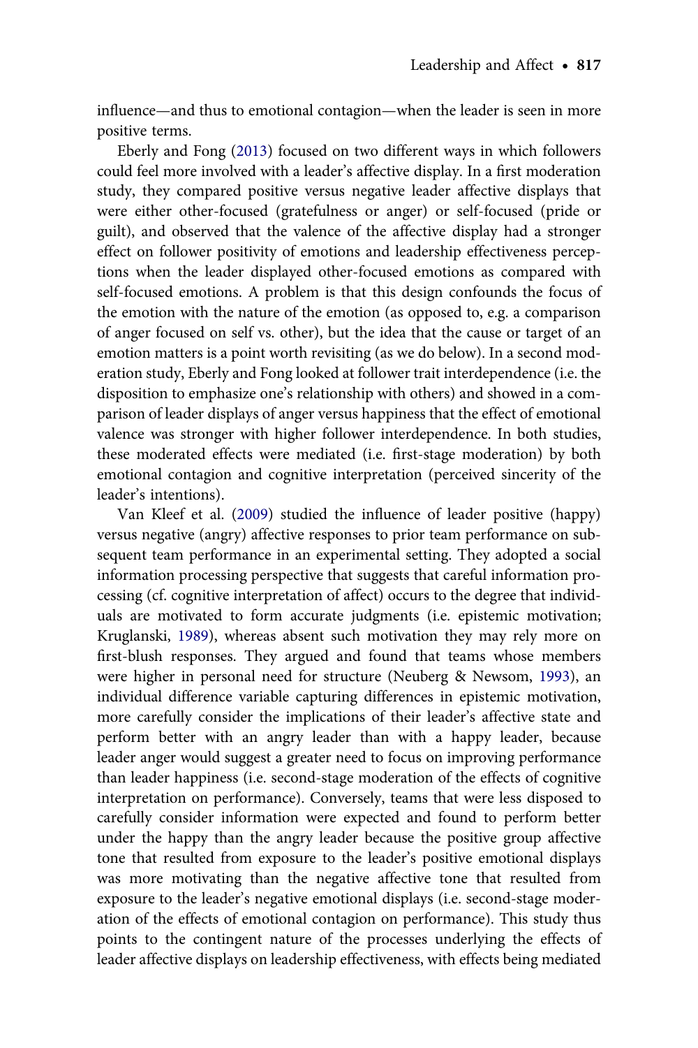influence—and thus to emotional contagion—when the leader is seen in more positive terms.

Eberly and Fong (2013) focused on two different ways in which followers could feel more involved with a leader's affective display. In a first moderation study, they compared positive versus negative leader affective displays that were either other-focused (gratefulness or anger) or self-focused (pride or guilt), and observed that the valence of the affective display had a stronger effect on follower positivity of emotions and leadership effectiveness perceptions when the leader displayed other-focused emotions as compared with self-focused emotions. A problem is that this design confounds the focus of the emotion with the nature of the emotion (as opposed to, e.g. a comparison of anger focused on self vs. other), but the idea that the cause or target of an emotion matters is a point worth revisiting (as we do below). In a second moderation study, Eberly and Fong looked at follower trait interdependence (i.e. the disposition to emphasize one's relationship with others) and showed in a comparison of leader displays of anger versus happiness that the effect of emotional valence was stronger with higher follower interdependence. In both studies, these moderated effects were mediated (i.e. first-stage moderation) by both emotional contagion and cognitive interpretation (perceived sincerity of the leader's intentions).

Van Kleef et al. (2009) studied the influence of leader positive (happy) versus negative (angry) affective responses to prior team performance on subsequent team performance in an experimental setting. They adopted a social information processing perspective that suggests that careful information processing (cf. cognitive interpretation of affect) occurs to the degree that individuals are motivated to form accurate judgments (i.e. epistemic motivation; Kruglanski, 1989), whereas absent such motivation they may rely more on first-blush responses. They argued and found that teams whose members were higher in personal need for structure (Neuberg & Newsom, 1993), an individual difference variable capturing differences in epistemic motivation, more carefully consider the implications of their leader's affective state and perform better with an angry leader than with a happy leader, because leader anger would suggest a greater need to focus on improving performance than leader happiness (i.e. second-stage moderation of the effects of cognitive interpretation on performance). Conversely, teams that were less disposed to carefully consider information were expected and found to perform better under the happy than the angry leader because the positive group affective tone that resulted from exposure to the leader's positive emotional displays was more motivating than the negative affective tone that resulted from exposure to the leader's negative emotional displays (i.e. second-stage moderation of the effects of emotional contagion on performance). This study thus points to the contingent nature of the processes underlying the effects of leader affective displays on leadership effectiveness, with effects being mediated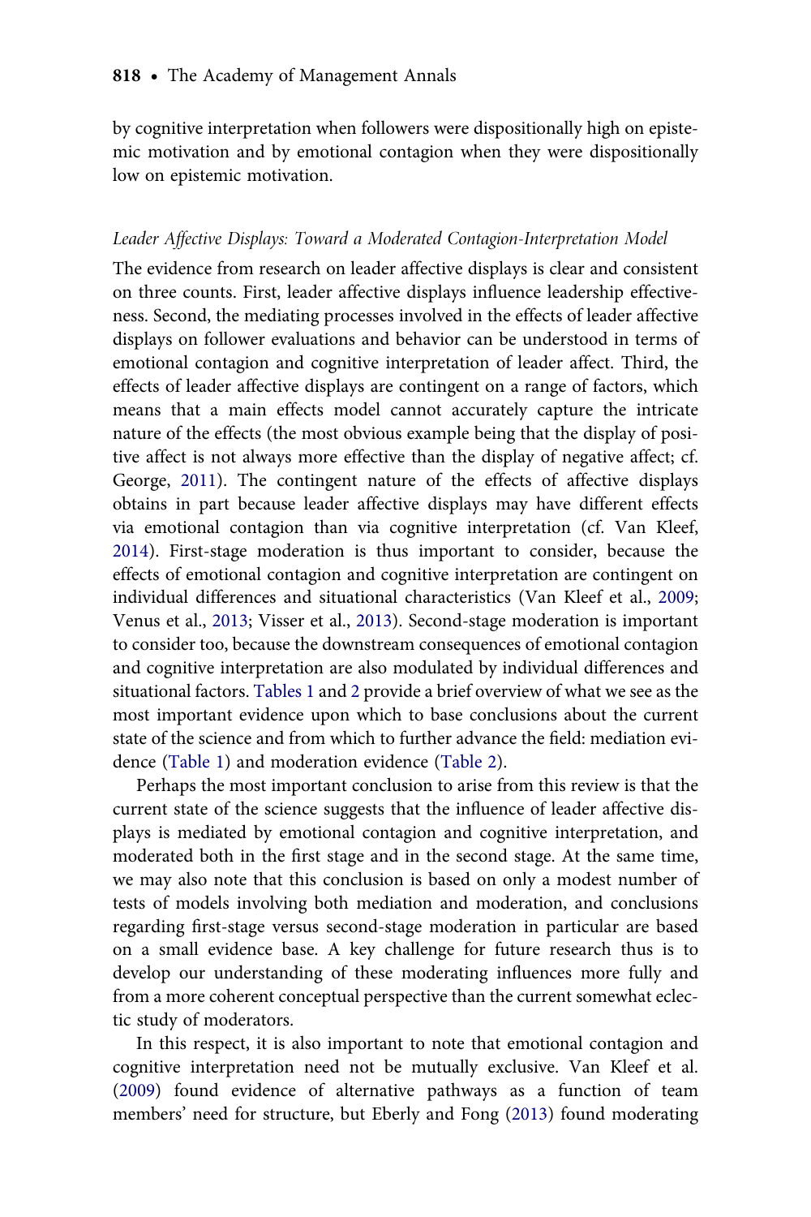by cognitive interpretation when followers were dispositionally high on epistemic motivation and by emotional contagion when they were dispositionally low on epistemic motivation.

### *Leader Affective Displays: Toward a Moderated Contagion-Interpretation Model*

The evidence from research on leader affective displays is clear and consistent on three counts. First, leader affective displays influence leadership effectiveness. Second, the mediating processes involved in the effects of leader affective displays on follower evaluations and behavior can be understood in terms of emotional contagion and cognitive interpretation of leader affect. Third, the effects of leader affective displays are contingent on a range of factors, which means that a main effects model cannot accurately capture the intricate nature of the effects (the most obvious example being that the display of positive affect is not always more effective than the display of negative affect; cf. George, 2011). The contingent nature of the effects of affective displays obtains in part because leader affective displays may have different effects via emotional contagion than via cognitive interpretation (cf. Van Kleef, 2014). First-stage moderation is thus important to consider, because the effects of emotional contagion and cognitive interpretation are contingent on individual differences and situational characteristics (Van Kleef et al., 2009; Venus et al., 2013; Visser et al., 2013). Second-stage moderation is important to consider too, because the downstream consequences of emotional contagion and cognitive interpretation are also modulated by individual differences and situational factors. Tables 1 and 2 provide a brief overview of what we see as the most important evidence upon which to base conclusions about the current state of the science and from which to further advance the field: mediation evidence (Table 1) and moderation evidence (Table 2).

Perhaps the most important conclusion to arise from this review is that the current state of the science suggests that the influence of leader affective displays is mediated by emotional contagion and cognitive interpretation, and moderated both in the first stage and in the second stage. At the same time, we may also note that this conclusion is based on only a modest number of tests of models involving both mediation and moderation, and conclusions regarding first-stage versus second-stage moderation in particular are based on a small evidence base. A key challenge for future research thus is to develop our understanding of these moderating influences more fully and from a more coherent conceptual perspective than the current somewhat eclectic study of moderators.

In this respect, it is also important to note that emotional contagion and cognitive interpretation need not be mutually exclusive. Van Kleef et al. (2009) found evidence of alternative pathways as a function of team members' need for structure, but Eberly and Fong (2013) found moderating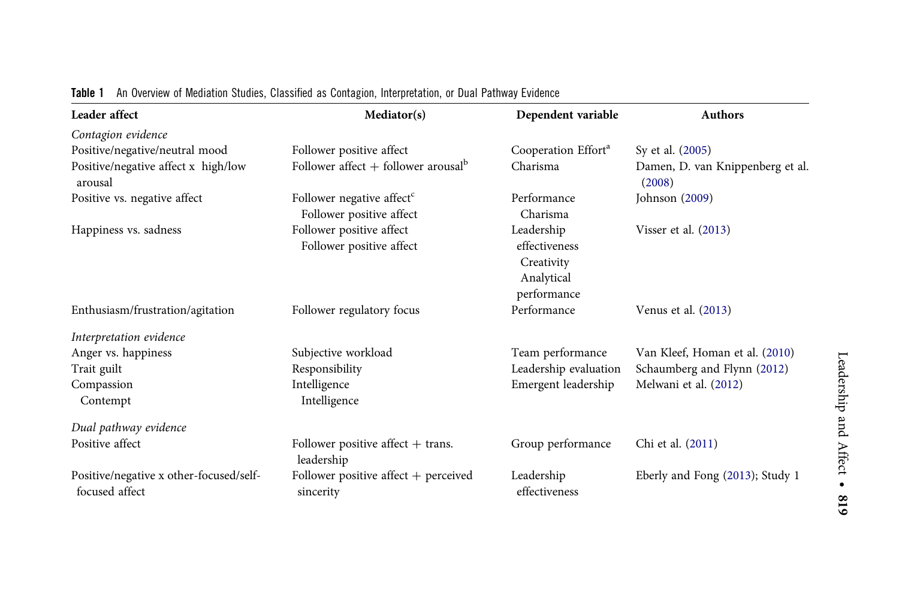**Table 1** An Overview of Mediation Studies, Classified as Contagion, Interpretation, or Dual Pathway Evidence

| Leader affect | Mediator(s) | Dependent variable | Authors |
|---|---|---|---|
| *Contagion evidence* | | | |
| Positive/negative/neutral mood | Follower positive affect | Cooperation Effort[a] | Sy et al. (2005) |
| Positive/negative affect x high/low arousal | Follower affect + follower arousal[b] | Charisma | Damen, D. van Knippenberg et al. (2008) |
| Positive vs. negative affect | Follower negative affect[c]<br>Follower positive affect | Performance<br>Charisma | Johnson (2009) |
| Happiness vs. sadness | Follower positive affect<br>Follower positive affect | Leadership effectiveness<br>Creativity<br>Analytical performance | Visser et al. (2013) |
| Enthusiasm/frustration/agitation | Follower regulatory focus | Performance | Venus et al. (2013) |
| *Interpretation evidence* | | | |
| Anger vs. happiness | Subjective workload | Team performance | Van Kleef, Homan et al. (2010) |
| Trait guilt | Responsibility | Leadership evaluation | Schaumberg and Flynn (2012) |
| Compassion<br>Contempt | Intelligence<br>Intelligence | Emergent leadership | Melwani et al. (2012) |
| *Dual pathway evidence* | | | |
| Positive affect | Follower positive affect + trans. leadership | Group performance | Chi et al. (2011) |
| Positive/negative x other-focused/self-focused affect | Follower positive affect + perceived sincerity | Leadership effectiveness | Eberly and Fong (2013); Study 1 |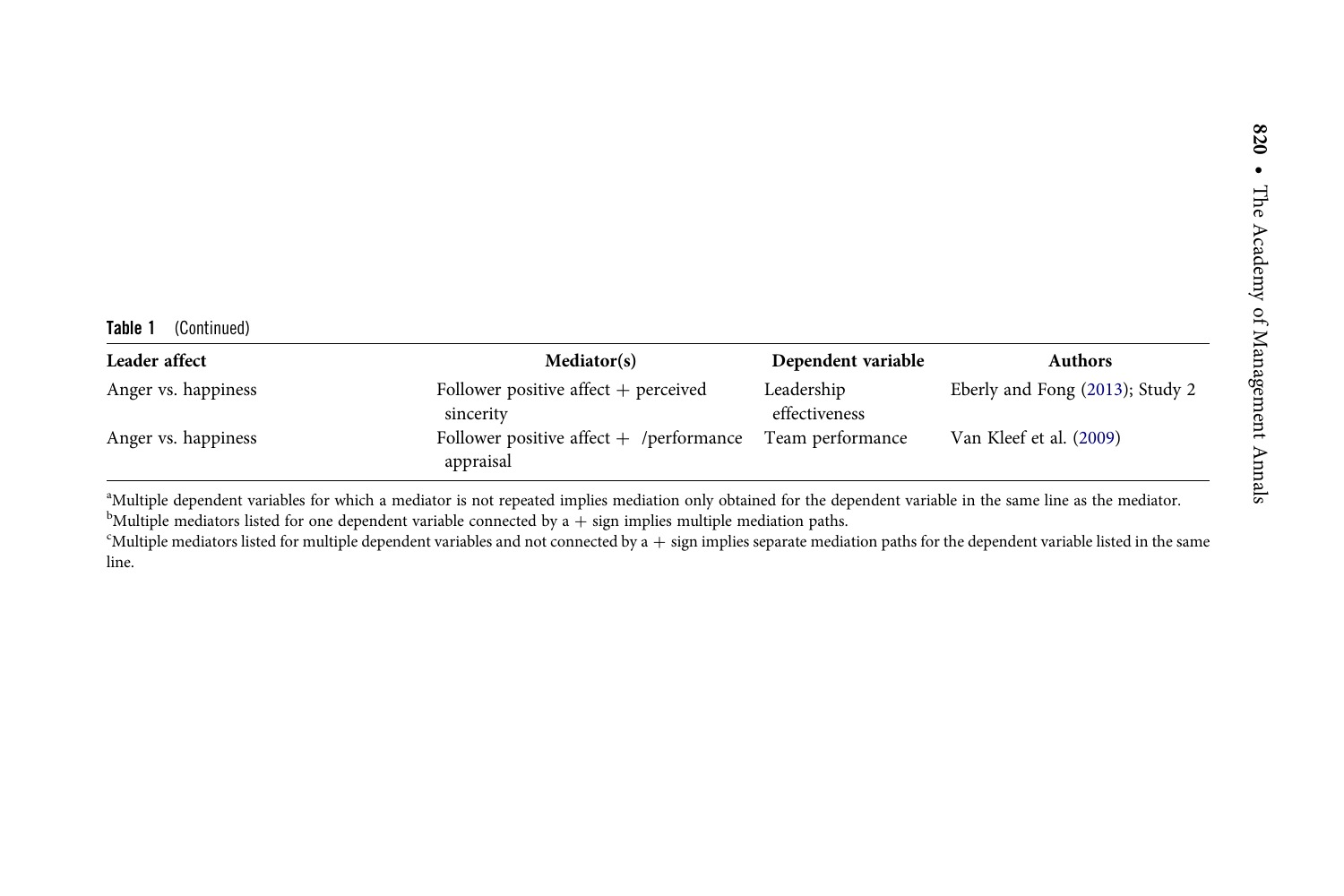**Table 1** (Continued)

| Leader affect | Mediator(s) | Dependent variable | Authors |
|---|---|---|---|
| Anger vs. happiness | Follower positive affect + perceived sincerity | Leadership effectiveness | Eberly and Fong (2013); Study 2 |
| Anger vs. happiness | Follower positive affect + /performance appraisal | Team performance | Van Kleef et al. (2009) |

[a]Multiple dependent variables for which a mediator is not repeated implies mediation only obtained for the dependent variable in the same line as the mediator.
[b]Multiple mediators listed for one dependent variable connected by a + sign implies multiple mediation paths.
[c]Multiple mediators listed for multiple dependent variables and not connected by a + sign implies separate mediation paths for the dependent variable listed in the same line.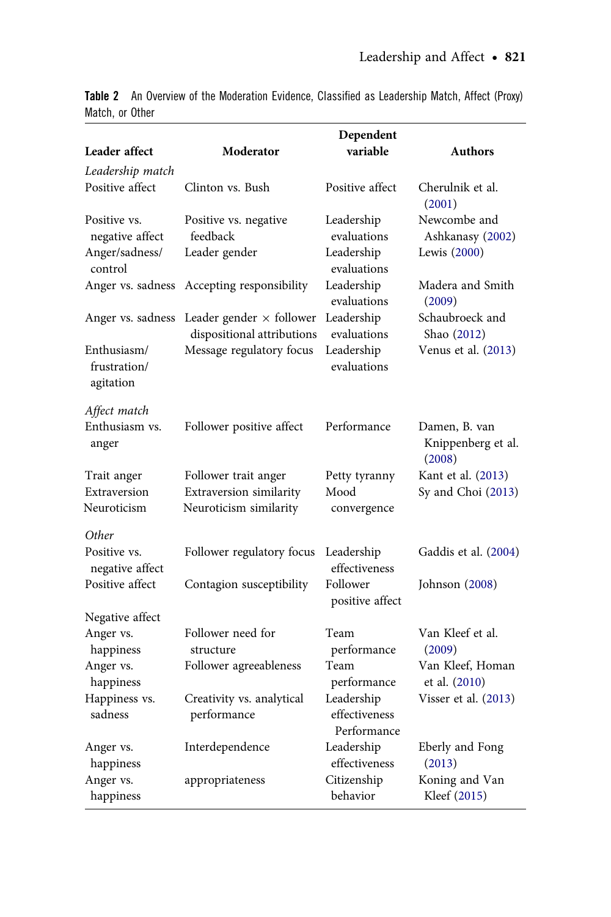**Table 2** An Overview of the Moderation Evidence, Classified as Leadership Match, Affect (Proxy) Match, or Other

| Leader affect | Moderator | Dependent variable | Authors |
|---|---|---|---|
| *Leadership match* | | | |
| Positive affect | Clinton vs. Bush | Positive affect | Cherulnik et al. (2001) |
| Positive vs. negative affect | Positive vs. negative feedback | Leadership evaluations | Newcombe and Ashkanasy (2002) |
| Anger/sadness/ control | Leader gender | Leadership evaluations | Lewis (2000) |
| Anger vs. sadness | Accepting responsibility | Leadership evaluations | Madera and Smith (2009) |
| Anger vs. sadness | Leader gender × follower dispositional attributions | Leadership evaluations | Schaubroeck and Shao (2012) |
| Enthusiasm/ frustration/ agitation | Message regulatory focus | Leadership evaluations | Venus et al. (2013) |
| *Affect match* | | | |
| Enthusiasm vs. anger | Follower positive affect | Performance | Damen, B. van Knippenberg et al. (2008) |
| Trait anger | Follower trait anger | Petty tyranny | Kant et al. (2013) |
| Extraversion Neuroticism | Extraversion similarity Neuroticism similarity | Mood convergence | Sy and Choi (2013) |
| *Other* | | | |
| Positive vs. negative affect | Follower regulatory focus | Leadership effectiveness | Gaddis et al. (2004) |
| Positive affect | Contagion susceptibility | Follower positive affect | Johnson (2008) |
| Negative affect | | | |
| Anger vs. happiness | Follower need for structure | Team performance | Van Kleef et al. (2009) |
| Anger vs. happiness | Follower agreeableness | Team performance | Van Kleef, Homan et al. (2010) |
| Happiness vs. sadness | Creativity vs. analytical performance | Leadership effectiveness Performance | Visser et al. (2013) |
| Anger vs. happiness | Interdependence | Leadership effectiveness | Eberly and Fong (2013) |
| Anger vs. happiness | appropriateness | Citizenship behavior | Koning and Van Kleef (2015) |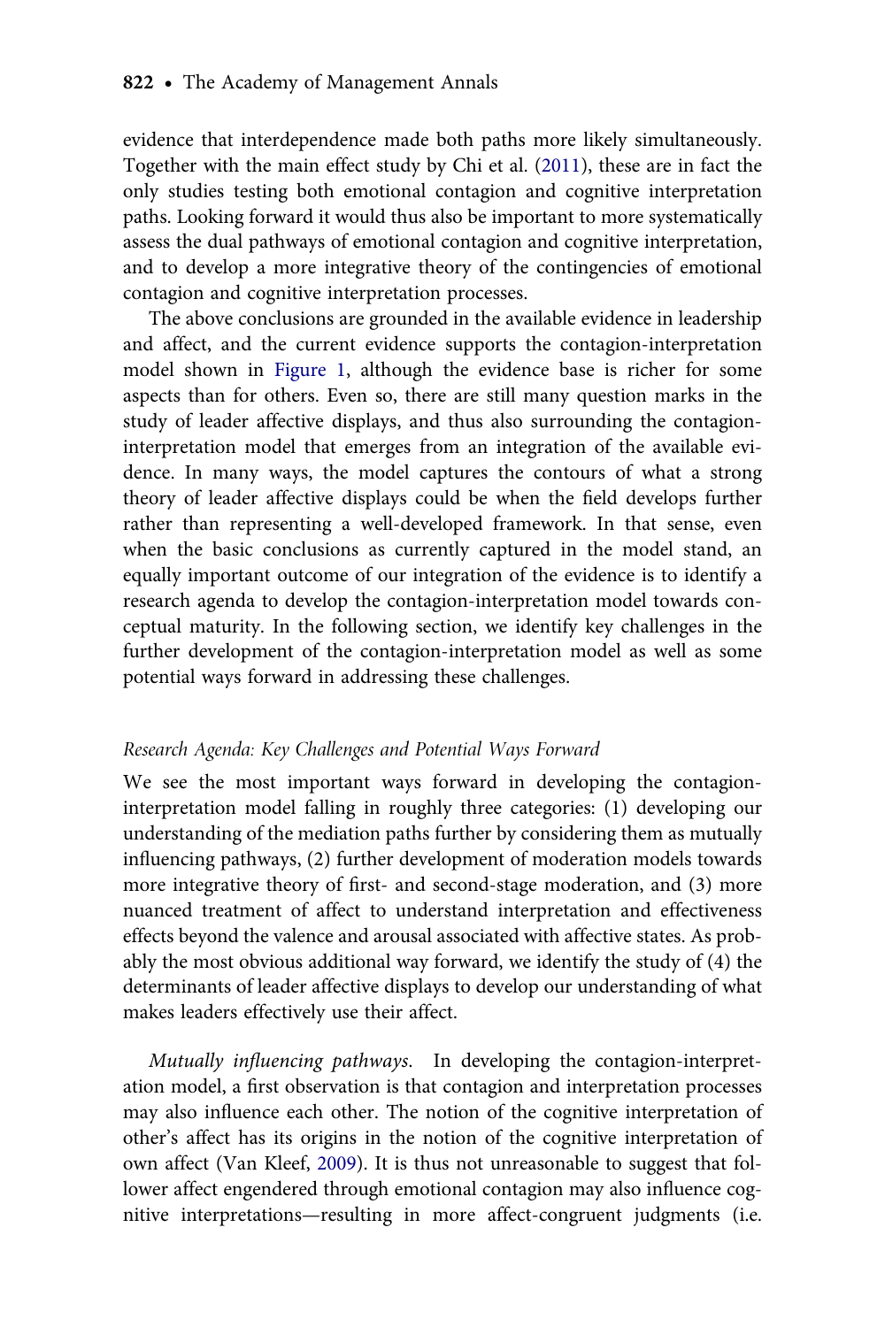evidence that interdependence made both paths more likely simultaneously. Together with the main effect study by Chi et al. (2011), these are in fact the only studies testing both emotional contagion and cognitive interpretation paths. Looking forward it would thus also be important to more systematically assess the dual pathways of emotional contagion and cognitive interpretation, and to develop a more integrative theory of the contingencies of emotional contagion and cognitive interpretation processes.

The above conclusions are grounded in the available evidence in leadership and affect, and the current evidence supports the contagion-interpretation model shown in Figure 1, although the evidence base is richer for some aspects than for others. Even so, there are still many question marks in the study of leader affective displays, and thus also surrounding the contagion-interpretation model that emerges from an integration of the available evidence. In many ways, the model captures the contours of what a strong theory of leader affective displays could be when the field develops further rather than representing a well-developed framework. In that sense, even when the basic conclusions as currently captured in the model stand, an equally important outcome of our integration of the evidence is to identify a research agenda to develop the contagion-interpretation model towards conceptual maturity. In the following section, we identify key challenges in the further development of the contagion-interpretation model as well as some potential ways forward in addressing these challenges.

### *Research Agenda: Key Challenges and Potential Ways Forward*

We see the most important ways forward in developing the contagion-interpretation model falling in roughly three categories: (1) developing our understanding of the mediation paths further by considering them as mutually influencing pathways, (2) further development of moderation models towards more integrative theory of first- and second-stage moderation, and (3) more nuanced treatment of affect to understand interpretation and effectiveness effects beyond the valence and arousal associated with affective states. As probably the most obvious additional way forward, we identify the study of (4) the determinants of leader affective displays to develop our understanding of what makes leaders effectively use their affect.

*Mutually influencing pathways.* In developing the contagion-interpretation model, a first observation is that contagion and interpretation processes may also influence each other. The notion of the cognitive interpretation of other's affect has its origins in the notion of the cognitive interpretation of own affect (Van Kleef, 2009). It is thus not unreasonable to suggest that follower affect engendered through emotional contagion may also influence cognitive interpretations—resulting in more affect-congruent judgments (i.e.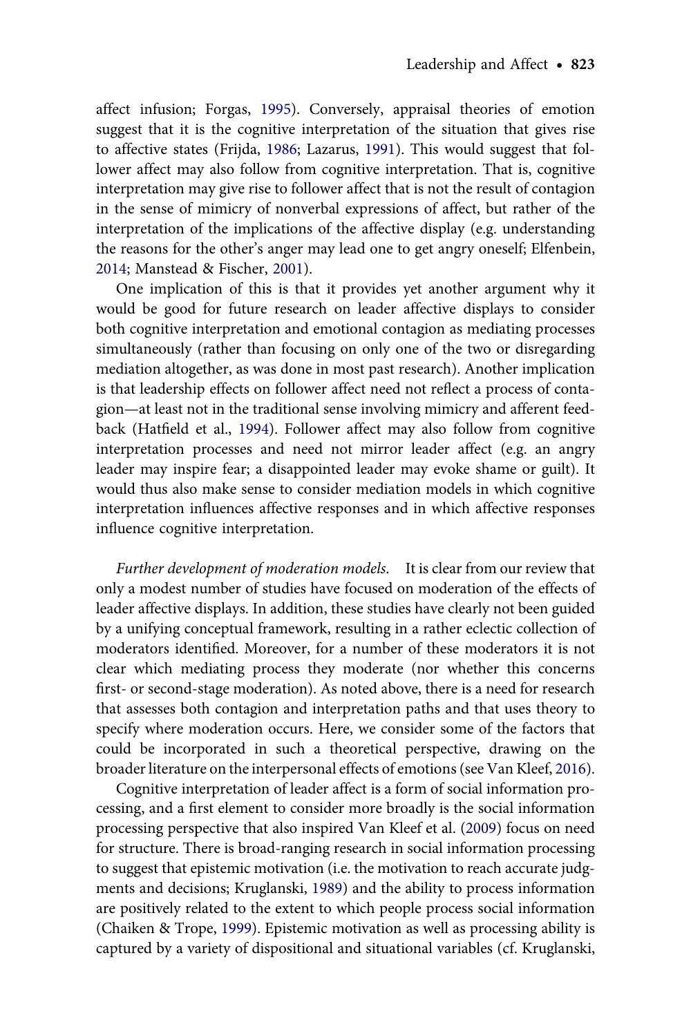affect infusion; Forgas, 1995). Conversely, appraisal theories of emotion suggest that it is the cognitive interpretation of the situation that gives rise to affective states (Frijda, 1986; Lazarus, 1991). This would suggest that follower affect may also follow from cognitive interpretation. That is, cognitive interpretation may give rise to follower affect that is not the result of contagion in the sense of mimicry of nonverbal expressions of affect, but rather of the interpretation of the implications of the affective display (e.g. understanding the reasons for the other's anger may lead one to get angry oneself; Elfenbein, 2014; Manstead & Fischer, 2001).

One implication of this is that it provides yet another argument why it would be good for future research on leader affective displays to consider both cognitive interpretation and emotional contagion as mediating processes simultaneously (rather than focusing on only one of the two or disregarding mediation altogether, as was done in most past research). Another implication is that leadership effects on follower affect need not reflect a process of contagion—at least not in the traditional sense involving mimicry and afferent feedback (Hatfield et al., 1994). Follower affect may also follow from cognitive interpretation processes and need not mirror leader affect (e.g. an angry leader may inspire fear; a disappointed leader may evoke shame or guilt). It would thus also make sense to consider mediation models in which cognitive interpretation influences affective responses and in which affective responses influence cognitive interpretation.

*Further development of moderation models.* It is clear from our review that only a modest number of studies have focused on moderation of the effects of leader affective displays. In addition, these studies have clearly not been guided by a unifying conceptual framework, resulting in a rather eclectic collection of moderators identified. Moreover, for a number of these moderators it is not clear which mediating process they moderate (nor whether this concerns first- or second-stage moderation). As noted above, there is a need for research that assesses both contagion and interpretation paths and that uses theory to specify where moderation occurs. Here, we consider some of the factors that could be incorporated in such a theoretical perspective, drawing on the broader literature on the interpersonal effects of emotions (see Van Kleef, 2016).

Cognitive interpretation of leader affect is a form of social information processing, and a first element to consider more broadly is the social information processing perspective that also inspired Van Kleef et al. (2009) focus on need for structure. There is broad-ranging research in social information processing to suggest that epistemic motivation (i.e. the motivation to reach accurate judgments and decisions; Kruglanski, 1989) and the ability to process information are positively related to the extent to which people process social information (Chaiken & Trope, 1999). Epistemic motivation as well as processing ability is captured by a variety of dispositional and situational variables (cf. Kruglanski,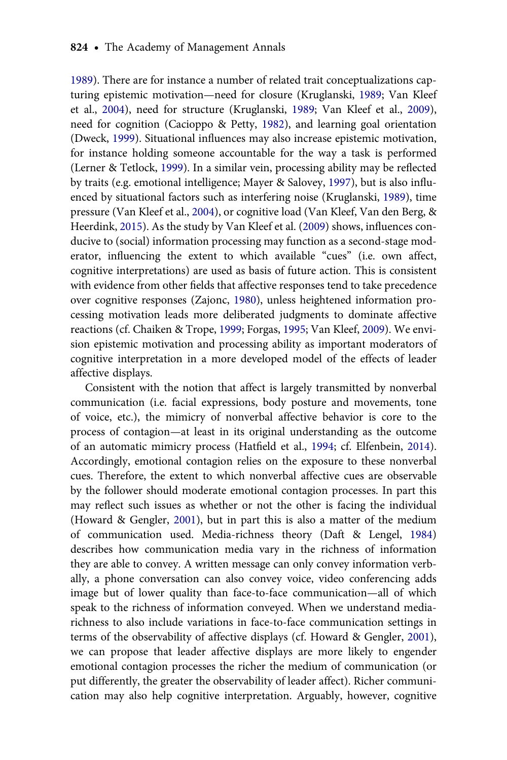1989). There are for instance a number of related trait conceptualizations capturing epistemic motivation—need for closure (Kruglanski, 1989; Van Kleef et al., 2004), need for structure (Kruglanski, 1989; Van Kleef et al., 2009), need for cognition (Cacioppo & Petty, 1982), and learning goal orientation (Dweck, 1999). Situational influences may also increase epistemic motivation, for instance holding someone accountable for the way a task is performed (Lerner & Tetlock, 1999). In a similar vein, processing ability may be reflected by traits (e.g. emotional intelligence; Mayer & Salovey, 1997), but is also influenced by situational factors such as interfering noise (Kruglanski, 1989), time pressure (Van Kleef et al., 2004), or cognitive load (Van Kleef, Van den Berg, & Heerdink, 2015). As the study by Van Kleef et al. (2009) shows, influences conducive to (social) information processing may function as a second-stage moderator, influencing the extent to which available "cues" (i.e. own affect, cognitive interpretations) are used as basis of future action. This is consistent with evidence from other fields that affective responses tend to take precedence over cognitive responses (Zajonc, 1980), unless heightened information processing motivation leads more deliberated judgments to dominate affective reactions (cf. Chaiken & Trope, 1999; Forgas, 1995; Van Kleef, 2009). We envision epistemic motivation and processing ability as important moderators of cognitive interpretation in a more developed model of the effects of leader affective displays.

Consistent with the notion that affect is largely transmitted by nonverbal communication (i.e. facial expressions, body posture and movements, tone of voice, etc.), the mimicry of nonverbal affective behavior is core to the process of contagion—at least in its original understanding as the outcome of an automatic mimicry process (Hatfield et al., 1994; cf. Elfenbein, 2014). Accordingly, emotional contagion relies on the exposure to these nonverbal cues. Therefore, the extent to which nonverbal affective cues are observable by the follower should moderate emotional contagion processes. In part this may reflect such issues as whether or not the other is facing the individual (Howard & Gengler, 2001), but in part this is also a matter of the medium of communication used. Media-richness theory (Daft & Lengel, 1984) describes how communication media vary in the richness of information they are able to convey. A written message can only convey information verbally, a phone conversation can also convey voice, video conferencing adds image but of lower quality than face-to-face communication—all of which speak to the richness of information conveyed. When we understand media-richness to also include variations in face-to-face communication settings in terms of the observability of affective displays (cf. Howard & Gengler, 2001), we can propose that leader affective displays are more likely to engender emotional contagion processes the richer the medium of communication (or put differently, the greater the observability of leader affect). Richer communication may also help cognitive interpretation. Arguably, however, cognitive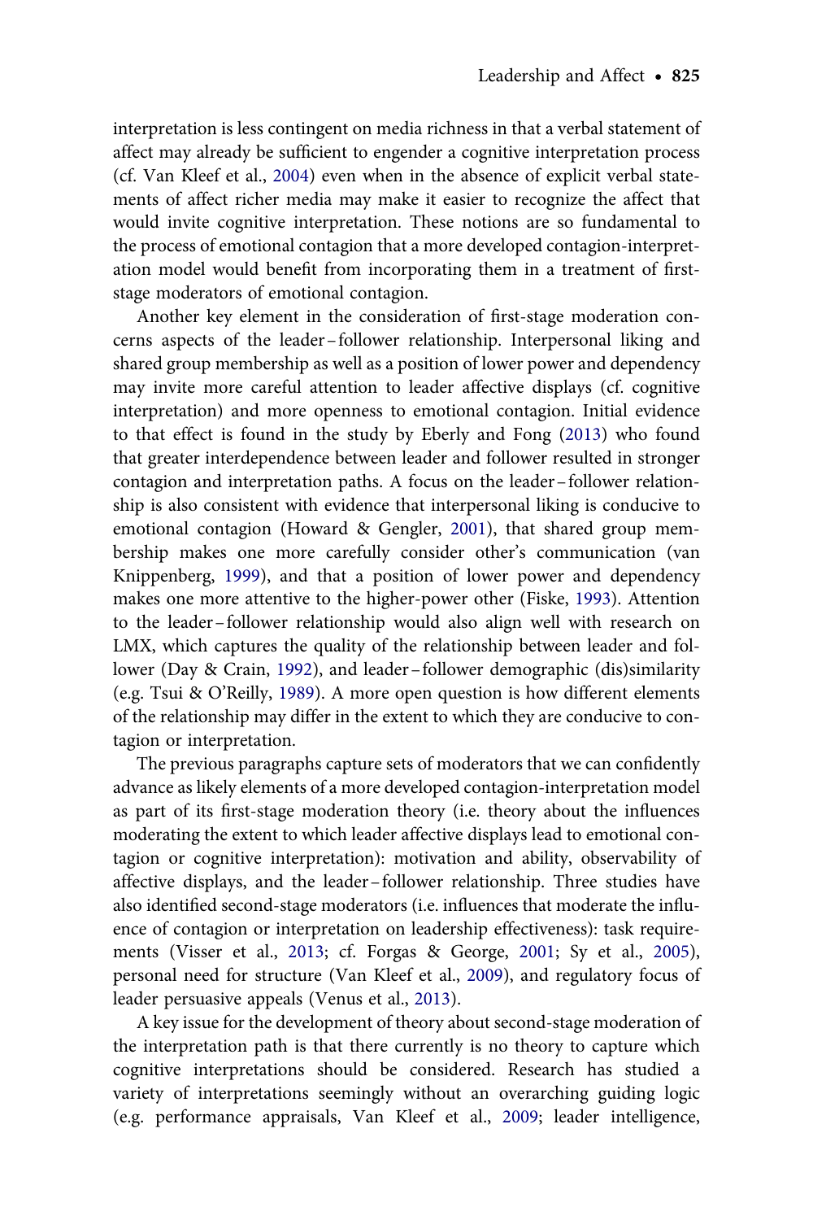interpretation is less contingent on media richness in that a verbal statement of affect may already be sufficient to engender a cognitive interpretation process (cf. Van Kleef et al., 2004) even when in the absence of explicit verbal statements of affect richer media may make it easier to recognize the affect that would invite cognitive interpretation. These notions are so fundamental to the process of emotional contagion that a more developed contagion-interpretation model would benefit from incorporating them in a treatment of first-stage moderators of emotional contagion.

Another key element in the consideration of first-stage moderation concerns aspects of the leader – follower relationship. Interpersonal liking and shared group membership as well as a position of lower power and dependency may invite more careful attention to leader affective displays (cf. cognitive interpretation) and more openness to emotional contagion. Initial evidence to that effect is found in the study by Eberly and Fong (2013) who found that greater interdependence between leader and follower resulted in stronger contagion and interpretation paths. A focus on the leader – follower relationship is also consistent with evidence that interpersonal liking is conducive to emotional contagion (Howard & Gengler, 2001), that shared group membership makes one more carefully consider other's communication (van Knippenberg, 1999), and that a position of lower power and dependency makes one more attentive to the higher-power other (Fiske, 1993). Attention to the leader – follower relationship would also align well with research on LMX, which captures the quality of the relationship between leader and follower (Day & Crain, 1992), and leader – follower demographic (dis)similarity (e.g. Tsui & O'Reilly, 1989). A more open question is how different elements of the relationship may differ in the extent to which they are conducive to contagion or interpretation.

The previous paragraphs capture sets of moderators that we can confidently advance as likely elements of a more developed contagion-interpretation model as part of its first-stage moderation theory (i.e. theory about the influences moderating the extent to which leader affective displays lead to emotional contagion or cognitive interpretation): motivation and ability, observability of affective displays, and the leader – follower relationship. Three studies have also identified second-stage moderators (i.e. influences that moderate the influence of contagion or interpretation on leadership effectiveness): task requirements (Visser et al., 2013; cf. Forgas & George, 2001; Sy et al., 2005), personal need for structure (Van Kleef et al., 2009), and regulatory focus of leader persuasive appeals (Venus et al., 2013).

A key issue for the development of theory about second-stage moderation of the interpretation path is that there currently is no theory to capture which cognitive interpretations should be considered. Research has studied a variety of interpretations seemingly without an overarching guiding logic (e.g. performance appraisals, Van Kleef et al., 2009; leader intelligence,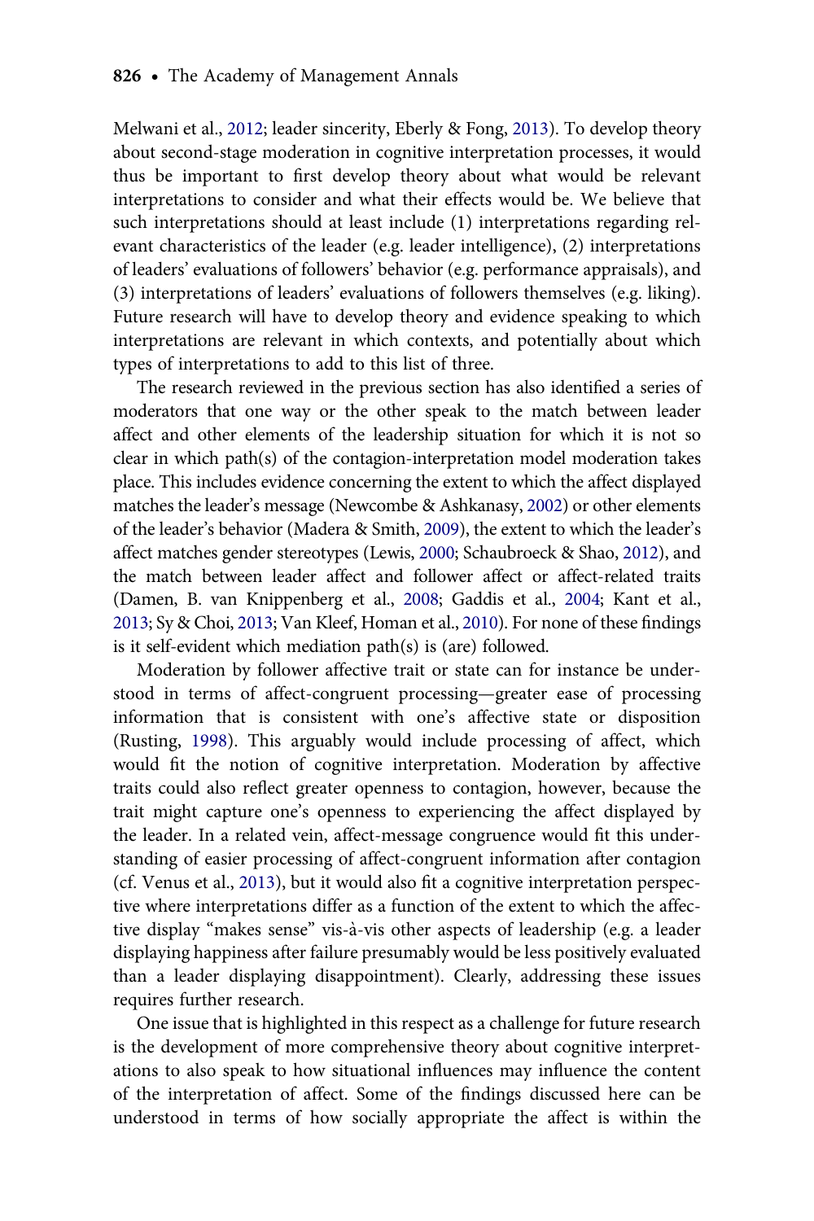Melwani et al., 2012; leader sincerity, Eberly & Fong, 2013). To develop theory about second-stage moderation in cognitive interpretation processes, it would thus be important to first develop theory about what would be relevant interpretations to consider and what their effects would be. We believe that such interpretations should at least include (1) interpretations regarding relevant characteristics of the leader (e.g. leader intelligence), (2) interpretations of leaders' evaluations of followers' behavior (e.g. performance appraisals), and (3) interpretations of leaders' evaluations of followers themselves (e.g. liking). Future research will have to develop theory and evidence speaking to which interpretations are relevant in which contexts, and potentially about which types of interpretations to add to this list of three.

The research reviewed in the previous section has also identified a series of moderators that one way or the other speak to the match between leader affect and other elements of the leadership situation for which it is not so clear in which path(s) of the contagion-interpretation model moderation takes place. This includes evidence concerning the extent to which the affect displayed matches the leader's message (Newcombe & Ashkanasy, 2002) or other elements of the leader's behavior (Madera & Smith, 2009), the extent to which the leader's affect matches gender stereotypes (Lewis, 2000; Schaubroeck & Shao, 2012), and the match between leader affect and follower affect or affect-related traits (Damen, B. van Knippenberg et al., 2008; Gaddis et al., 2004; Kant et al., 2013; Sy & Choi, 2013; Van Kleef, Homan et al., 2010). For none of these findings is it self-evident which mediation path(s) is (are) followed.

Moderation by follower affective trait or state can for instance be understood in terms of affect-congruent processing—greater ease of processing information that is consistent with one's affective state or disposition (Rusting, 1998). This arguably would include processing of affect, which would fit the notion of cognitive interpretation. Moderation by affective traits could also reflect greater openness to contagion, however, because the trait might capture one's openness to experiencing the affect displayed by the leader. In a related vein, affect-message congruence would fit this understanding of easier processing of affect-congruent information after contagion (cf. Venus et al., 2013), but it would also fit a cognitive interpretation perspective where interpretations differ as a function of the extent to which the affective display "makes sense" vis-à-vis other aspects of leadership (e.g. a leader displaying happiness after failure presumably would be less positively evaluated than a leader displaying disappointment). Clearly, addressing these issues requires further research.

One issue that is highlighted in this respect as a challenge for future research is the development of more comprehensive theory about cognitive interpretations to also speak to how situational influences may influence the content of the interpretation of affect. Some of the findings discussed here can be understood in terms of how socially appropriate the affect is within the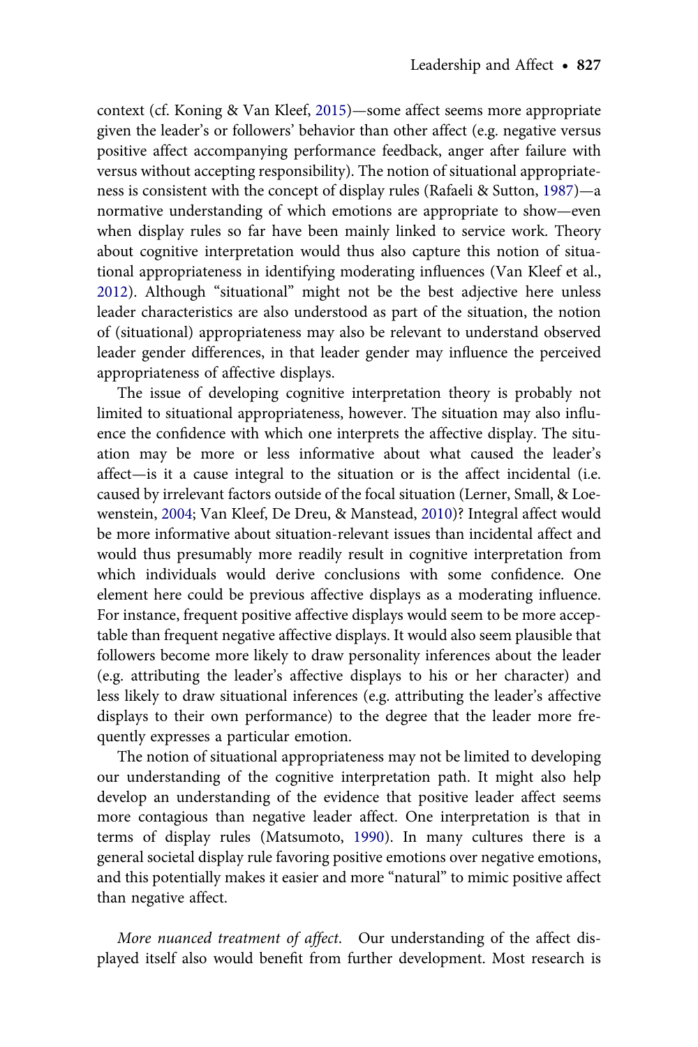context (cf. Koning & Van Kleef, 2015)—some affect seems more appropriate given the leader's or followers' behavior than other affect (e.g. negative versus positive affect accompanying performance feedback, anger after failure with versus without accepting responsibility). The notion of situational appropriateness is consistent with the concept of display rules (Rafaeli & Sutton, 1987)—a normative understanding of which emotions are appropriate to show—even when display rules so far have been mainly linked to service work. Theory about cognitive interpretation would thus also capture this notion of situational appropriateness in identifying moderating influences (Van Kleef et al., 2012). Although "situational" might not be the best adjective here unless leader characteristics are also understood as part of the situation, the notion of (situational) appropriateness may also be relevant to understand observed leader gender differences, in that leader gender may influence the perceived appropriateness of affective displays.

The issue of developing cognitive interpretation theory is probably not limited to situational appropriateness, however. The situation may also influence the confidence with which one interprets the affective display. The situation may be more or less informative about what caused the leader's affect—is it a cause integral to the situation or is the affect incidental (i.e. caused by irrelevant factors outside of the focal situation (Lerner, Small, & Loewenstein, 2004; Van Kleef, De Dreu, & Manstead, 2010)? Integral affect would be more informative about situation-relevant issues than incidental affect and would thus presumably more readily result in cognitive interpretation from which individuals would derive conclusions with some confidence. One element here could be previous affective displays as a moderating influence. For instance, frequent positive affective displays would seem to be more acceptable than frequent negative affective displays. It would also seem plausible that followers become more likely to draw personality inferences about the leader (e.g. attributing the leader's affective displays to his or her character) and less likely to draw situational inferences (e.g. attributing the leader's affective displays to their own performance) to the degree that the leader more frequently expresses a particular emotion.

The notion of situational appropriateness may not be limited to developing our understanding of the cognitive interpretation path. It might also help develop an understanding of the evidence that positive leader affect seems more contagious than negative leader affect. One interpretation is that in terms of display rules (Matsumoto, 1990). In many cultures there is a general societal display rule favoring positive emotions over negative emotions, and this potentially makes it easier and more "natural" to mimic positive affect than negative affect.

*More nuanced treatment of affect.* Our understanding of the affect displayed itself also would benefit from further development. Most research is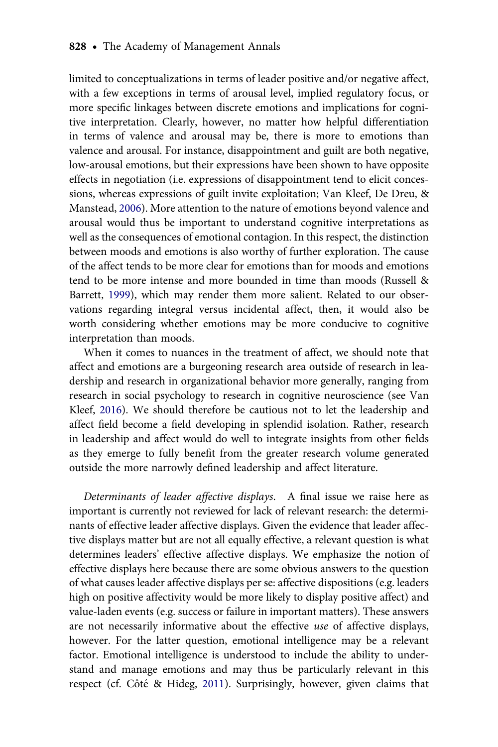limited to conceptualizations in terms of leader positive and/or negative affect, with a few exceptions in terms of arousal level, implied regulatory focus, or more specific linkages between discrete emotions and implications for cognitive interpretation. Clearly, however, no matter how helpful differentiation in terms of valence and arousal may be, there is more to emotions than valence and arousal. For instance, disappointment and guilt are both negative, low-arousal emotions, but their expressions have been shown to have opposite effects in negotiation (i.e. expressions of disappointment tend to elicit concessions, whereas expressions of guilt invite exploitation; Van Kleef, De Dreu, & Manstead, 2006). More attention to the nature of emotions beyond valence and arousal would thus be important to understand cognitive interpretations as well as the consequences of emotional contagion. In this respect, the distinction between moods and emotions is also worthy of further exploration. The cause of the affect tends to be more clear for emotions than for moods and emotions tend to be more intense and more bounded in time than moods (Russell & Barrett, 1999), which may render them more salient. Related to our observations regarding integral versus incidental affect, then, it would also be worth considering whether emotions may be more conducive to cognitive interpretation than moods.

When it comes to nuances in the treatment of affect, we should note that affect and emotions are a burgeoning research area outside of research in leadership and research in organizational behavior more generally, ranging from research in social psychology to research in cognitive neuroscience (see Van Kleef, 2016). We should therefore be cautious not to let the leadership and affect field become a field developing in splendid isolation. Rather, research in leadership and affect would do well to integrate insights from other fields as they emerge to fully benefit from the greater research volume generated outside the more narrowly defined leadership and affect literature.

*Determinants of leader affective displays.* A final issue we raise here as important is currently not reviewed for lack of relevant research: the determinants of effective leader affective displays. Given the evidence that leader affective displays matter but are not all equally effective, a relevant question is what determines leaders' effective affective displays. We emphasize the notion of effective displays here because there are some obvious answers to the question of what causes leader affective displays per se: affective dispositions (e.g. leaders high on positive affectivity would be more likely to display positive affect) and value-laden events (e.g. success or failure in important matters). These answers are not necessarily informative about the effective *use* of affective displays, however. For the latter question, emotional intelligence may be a relevant factor. Emotional intelligence is understood to include the ability to understand and manage emotions and may thus be particularly relevant in this respect (cf. Côté & Hideg, 2011). Surprisingly, however, given claims that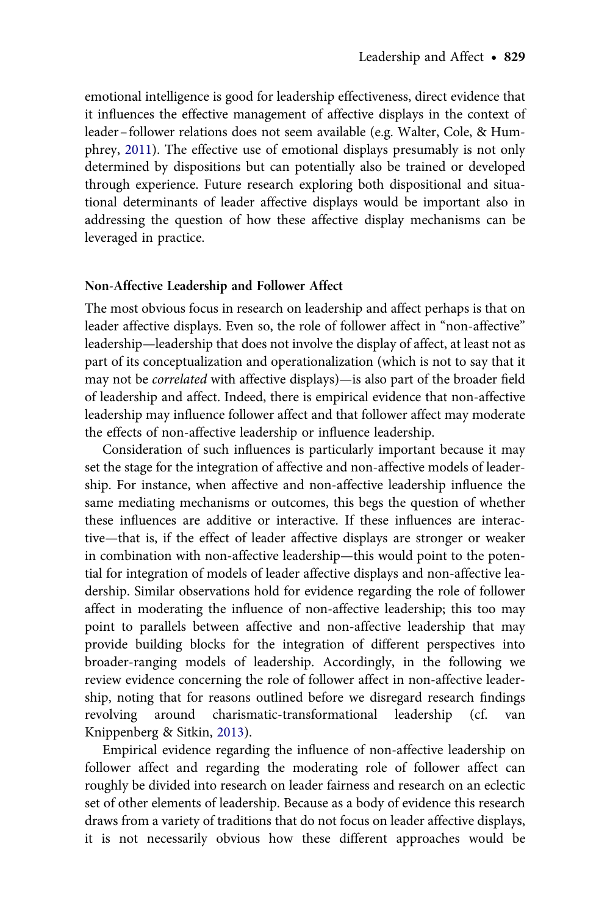emotional intelligence is good for leadership effectiveness, direct evidence that it influences the effective management of affective displays in the context of leader – follower relations does not seem available (e.g. Walter, Cole, & Humphrey, 2011). The effective use of emotional displays presumably is not only determined by dispositions but can potentially also be trained or developed through experience. Future research exploring both dispositional and situational determinants of leader affective displays would be important also in addressing the question of how these affective display mechanisms can be leveraged in practice.

### Non-Affective Leadership and Follower Affect

The most obvious focus in research on leadership and affect perhaps is that on leader affective displays. Even so, the role of follower affect in "non-affective" leadership—leadership that does not involve the display of affect, at least not as part of its conceptualization and operationalization (which is not to say that it may not be *correlated* with affective displays)—is also part of the broader field of leadership and affect. Indeed, there is empirical evidence that non-affective leadership may influence follower affect and that follower affect may moderate the effects of non-affective leadership or influence leadership.

Consideration of such influences is particularly important because it may set the stage for the integration of affective and non-affective models of leadership. For instance, when affective and non-affective leadership influence the same mediating mechanisms or outcomes, this begs the question of whether these influences are additive or interactive. If these influences are interactive—that is, if the effect of leader affective displays are stronger or weaker in combination with non-affective leadership—this would point to the potential for integration of models of leader affective displays and non-affective leadership. Similar observations hold for evidence regarding the role of follower affect in moderating the influence of non-affective leadership; this too may point to parallels between affective and non-affective leadership that may provide building blocks for the integration of different perspectives into broader-ranging models of leadership. Accordingly, in the following we review evidence concerning the role of follower affect in non-affective leadership, noting that for reasons outlined before we disregard research findings revolving around charismatic-transformational leadership (cf. van Knippenberg & Sitkin, 2013).

Empirical evidence regarding the influence of non-affective leadership on follower affect and regarding the moderating role of follower affect can roughly be divided into research on leader fairness and research on an eclectic set of other elements of leadership. Because as a body of evidence this research draws from a variety of traditions that do not focus on leader affective displays, it is not necessarily obvious how these different approaches would be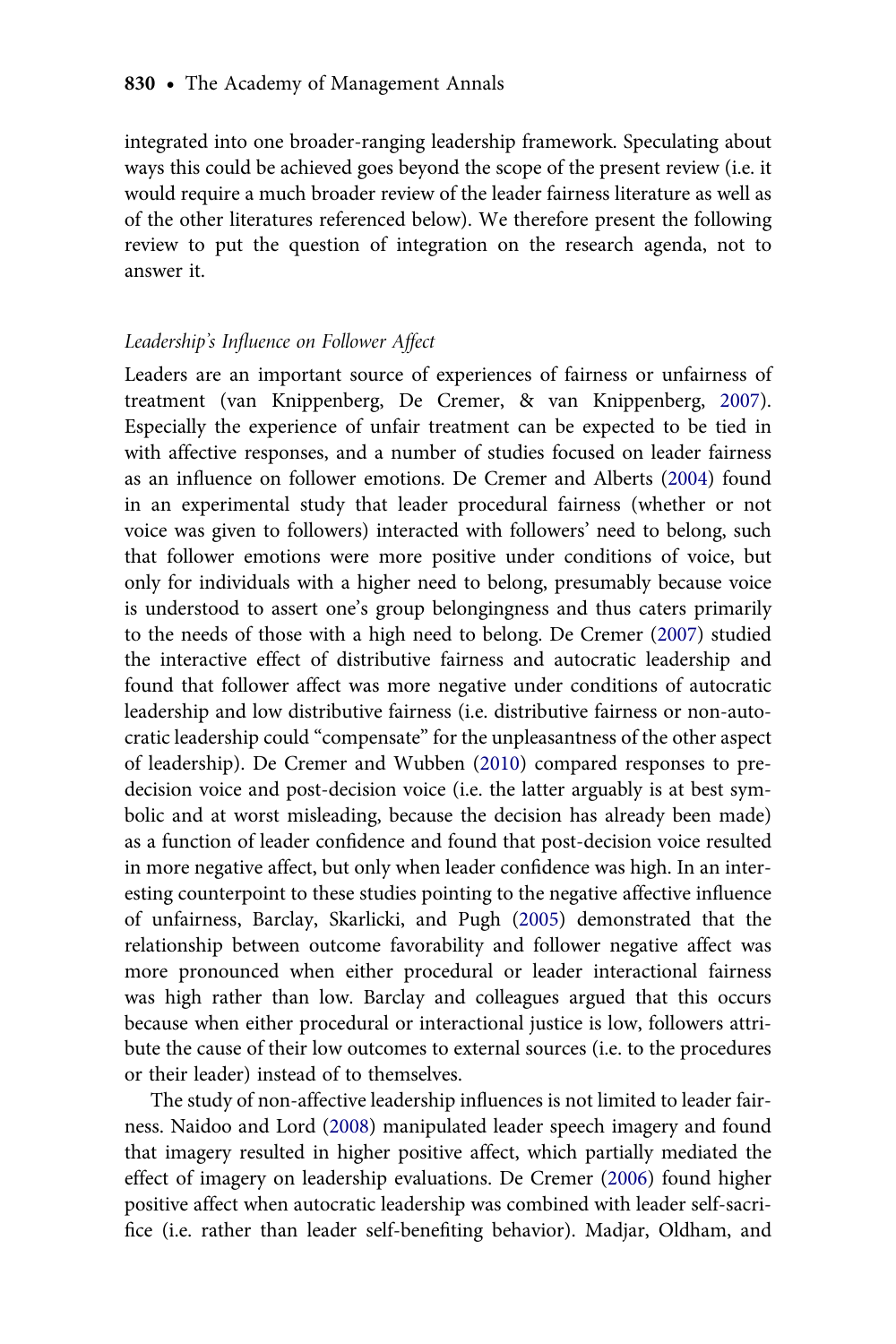integrated into one broader-ranging leadership framework. Speculating about ways this could be achieved goes beyond the scope of the present review (i.e. it would require a much broader review of the leader fairness literature as well as of the other literatures referenced below). We therefore present the following review to put the question of integration on the research agenda, not to answer it.

### *Leadership's Influence on Follower Affect*

Leaders are an important source of experiences of fairness or unfairness of treatment (van Knippenberg, De Cremer, & van Knippenberg, 2007). Especially the experience of unfair treatment can be expected to be tied in with affective responses, and a number of studies focused on leader fairness as an influence on follower emotions. De Cremer and Alberts (2004) found in an experimental study that leader procedural fairness (whether or not voice was given to followers) interacted with followers' need to belong, such that follower emotions were more positive under conditions of voice, but only for individuals with a higher need to belong, presumably because voice is understood to assert one's group belongingness and thus caters primarily to the needs of those with a high need to belong. De Cremer (2007) studied the interactive effect of distributive fairness and autocratic leadership and found that follower affect was more negative under conditions of autocratic leadership and low distributive fairness (i.e. distributive fairness or non-autocratic leadership could "compensate" for the unpleasantness of the other aspect of leadership). De Cremer and Wubben (2010) compared responses to pre-decision voice and post-decision voice (i.e. the latter arguably is at best symbolic and at worst misleading, because the decision has already been made) as a function of leader confidence and found that post-decision voice resulted in more negative affect, but only when leader confidence was high. In an interesting counterpoint to these studies pointing to the negative affective influence of unfairness, Barclay, Skarlicki, and Pugh (2005) demonstrated that the relationship between outcome favorability and follower negative affect was more pronounced when either procedural or leader interactional fairness was high rather than low. Barclay and colleagues argued that this occurs because when either procedural or interactional justice is low, followers attribute the cause of their low outcomes to external sources (i.e. to the procedures or their leader) instead of to themselves.

The study of non-affective leadership influences is not limited to leader fairness. Naidoo and Lord (2008) manipulated leader speech imagery and found that imagery resulted in higher positive affect, which partially mediated the effect of imagery on leadership evaluations. De Cremer (2006) found higher positive affect when autocratic leadership was combined with leader self-sacrifice (i.e. rather than leader self-benefiting behavior). Madjar, Oldham, and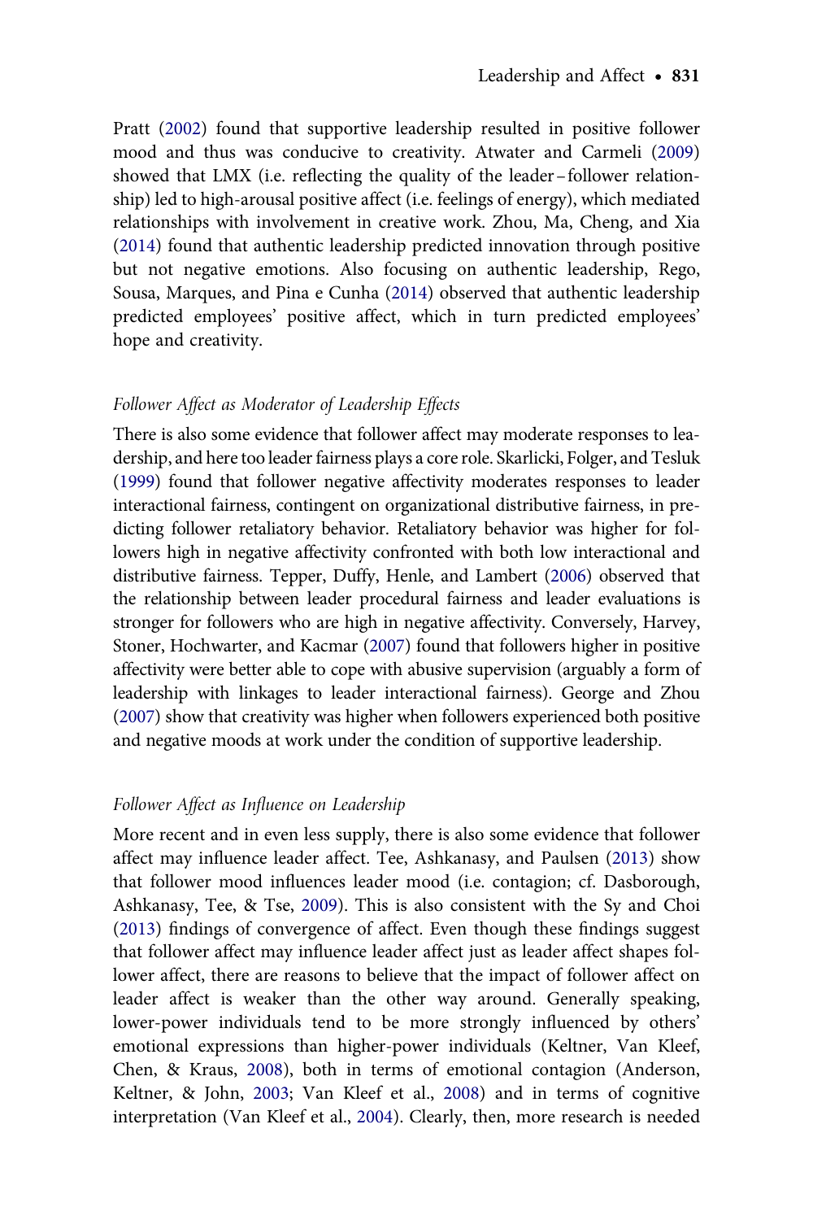Pratt (2002) found that supportive leadership resulted in positive follower mood and thus was conducive to creativity. Atwater and Carmeli (2009) showed that LMX (i.e. reflecting the quality of the leader – follower relationship) led to high-arousal positive affect (i.e. feelings of energy), which mediated relationships with involvement in creative work. Zhou, Ma, Cheng, and Xia (2014) found that authentic leadership predicted innovation through positive but not negative emotions. Also focusing on authentic leadership, Rego, Sousa, Marques, and Pina e Cunha (2014) observed that authentic leadership predicted employees' positive affect, which in turn predicted employees' hope and creativity.

### *Follower Affect as Moderator of Leadership Effects*

There is also some evidence that follower affect may moderate responses to leadership, and here too leader fairness plays a core role. Skarlicki, Folger, and Tesluk (1999) found that follower negative affectivity moderates responses to leader interactional fairness, contingent on organizational distributive fairness, in predicting follower retaliatory behavior. Retaliatory behavior was higher for followers high in negative affectivity confronted with both low interactional and distributive fairness. Tepper, Duffy, Henle, and Lambert (2006) observed that the relationship between leader procedural fairness and leader evaluations is stronger for followers who are high in negative affectivity. Conversely, Harvey, Stoner, Hochwarter, and Kacmar (2007) found that followers higher in positive affectivity were better able to cope with abusive supervision (arguably a form of leadership with linkages to leader interactional fairness). George and Zhou (2007) show that creativity was higher when followers experienced both positive and negative moods at work under the condition of supportive leadership.

### *Follower Affect as Influence on Leadership*

More recent and in even less supply, there is also some evidence that follower affect may influence leader affect. Tee, Ashkanasy, and Paulsen (2013) show that follower mood influences leader mood (i.e. contagion; cf. Dasborough, Ashkanasy, Tee, & Tse, 2009). This is also consistent with the Sy and Choi (2013) findings of convergence of affect. Even though these findings suggest that follower affect may influence leader affect just as leader affect shapes follower affect, there are reasons to believe that the impact of follower affect on leader affect is weaker than the other way around. Generally speaking, lower-power individuals tend to be more strongly influenced by others' emotional expressions than higher-power individuals (Keltner, Van Kleef, Chen, & Kraus, 2008), both in terms of emotional contagion (Anderson, Keltner, & John, 2003; Van Kleef et al., 2008) and in terms of cognitive interpretation (Van Kleef et al., 2004). Clearly, then, more research is needed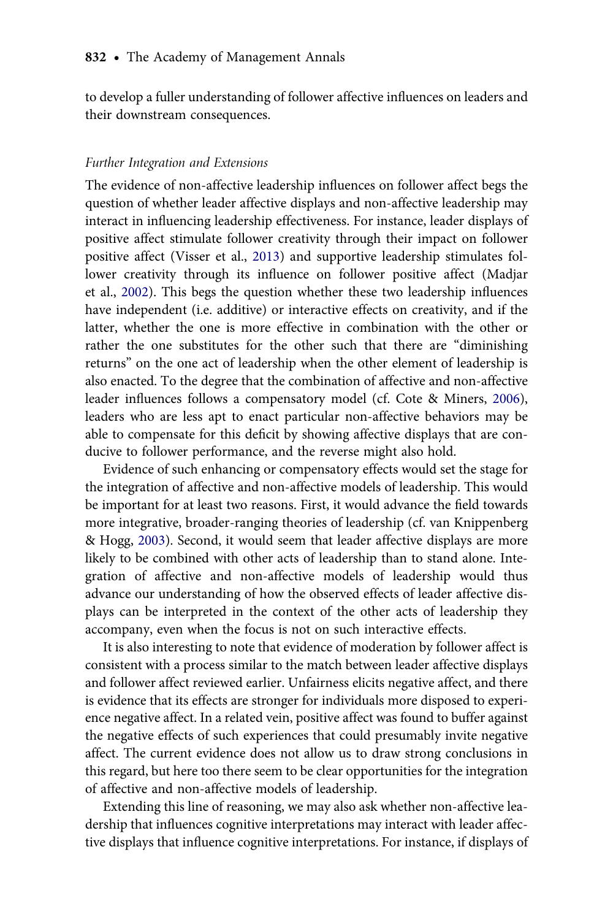to develop a fuller understanding of follower affective influences on leaders and their downstream consequences.

### *Further Integration and Extensions*

The evidence of non-affective leadership influences on follower affect begs the question of whether leader affective displays and non-affective leadership may interact in influencing leadership effectiveness. For instance, leader displays of positive affect stimulate follower creativity through their impact on follower positive affect (Visser et al., 2013) and supportive leadership stimulates follower creativity through its influence on follower positive affect (Madjar et al., 2002). This begs the question whether these two leadership influences have independent (i.e. additive) or interactive effects on creativity, and if the latter, whether the one is more effective in combination with the other or rather the one substitutes for the other such that there are "diminishing returns" on the one act of leadership when the other element of leadership is also enacted. To the degree that the combination of affective and non-affective leader influences follows a compensatory model (cf. Cote & Miners, 2006), leaders who are less apt to enact particular non-affective behaviors may be able to compensate for this deficit by showing affective displays that are conducive to follower performance, and the reverse might also hold.

Evidence of such enhancing or compensatory effects would set the stage for the integration of affective and non-affective models of leadership. This would be important for at least two reasons. First, it would advance the field towards more integrative, broader-ranging theories of leadership (cf. van Knippenberg & Hogg, 2003). Second, it would seem that leader affective displays are more likely to be combined with other acts of leadership than to stand alone. Integration of affective and non-affective models of leadership would thus advance our understanding of how the observed effects of leader affective displays can be interpreted in the context of the other acts of leadership they accompany, even when the focus is not on such interactive effects.

It is also interesting to note that evidence of moderation by follower affect is consistent with a process similar to the match between leader affective displays and follower affect reviewed earlier. Unfairness elicits negative affect, and there is evidence that its effects are stronger for individuals more disposed to experience negative affect. In a related vein, positive affect was found to buffer against the negative effects of such experiences that could presumably invite negative affect. The current evidence does not allow us to draw strong conclusions in this regard, but here too there seem to be clear opportunities for the integration of affective and non-affective models of leadership.

Extending this line of reasoning, we may also ask whether non-affective leadership that influences cognitive interpretations may interact with leader affective displays that influence cognitive interpretations. For instance, if displays of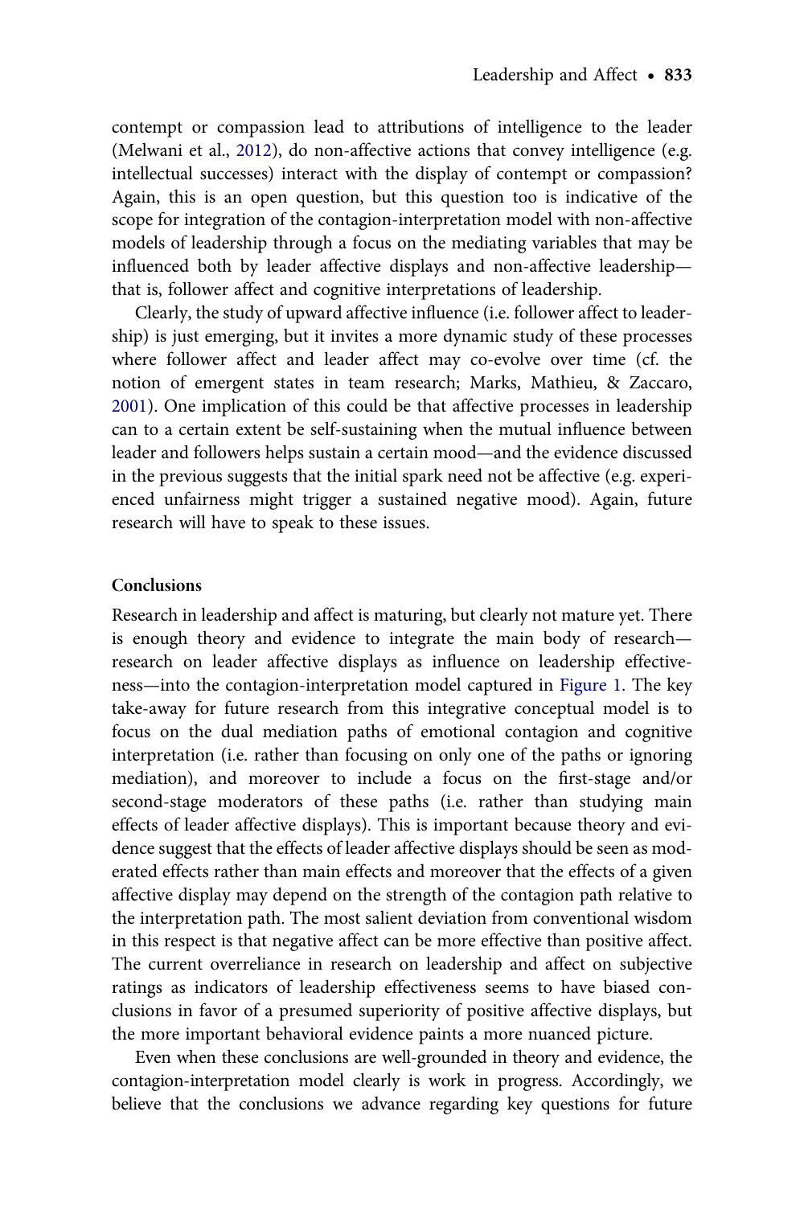contempt or compassion lead to attributions of intelligence to the leader (Melwani et al., 2012), do non-affective actions that convey intelligence (e.g. intellectual successes) interact with the display of contempt or compassion? Again, this is an open question, but this question too is indicative of the scope for integration of the contagion-interpretation model with non-affective models of leadership through a focus on the mediating variables that may be influenced both by leader affective displays and non-affective leadership—that is, follower affect and cognitive interpretations of leadership.

Clearly, the study of upward affective influence (i.e. follower affect to leadership) is just emerging, but it invites a more dynamic study of these processes where follower affect and leader affect may co-evolve over time (cf. the notion of emergent states in team research; Marks, Mathieu, & Zaccaro, 2001). One implication of this could be that affective processes in leadership can to a certain extent be self-sustaining when the mutual influence between leader and followers helps sustain a certain mood—and the evidence discussed in the previous suggests that the initial spark need not be affective (e.g. experienced unfairness might trigger a sustained negative mood). Again, future research will have to speak to these issues.

## Conclusions

Research in leadership and affect is maturing, but clearly not mature yet. There is enough theory and evidence to integrate the main body of research—research on leader affective displays as influence on leadership effectiveness—into the contagion-interpretation model captured in Figure 1. The key take-away for future research from this integrative conceptual model is to focus on the dual mediation paths of emotional contagion and cognitive interpretation (i.e. rather than focusing on only one of the paths or ignoring mediation), and moreover to include a focus on the first-stage and/or second-stage moderators of these paths (i.e. rather than studying main effects of leader affective displays). This is important because theory and evidence suggest that the effects of leader affective displays should be seen as moderated effects rather than main effects and moreover that the effects of a given affective display may depend on the strength of the contagion path relative to the interpretation path. The most salient deviation from conventional wisdom in this respect is that negative affect can be more effective than positive affect. The current overreliance in research on leadership and affect on subjective ratings as indicators of leadership effectiveness seems to have biased conclusions in favor of a presumed superiority of positive affective displays, but the more important behavioral evidence paints a more nuanced picture.

Even when these conclusions are well-grounded in theory and evidence, the contagion-interpretation model clearly is work in progress. Accordingly, we believe that the conclusions we advance regarding key questions for future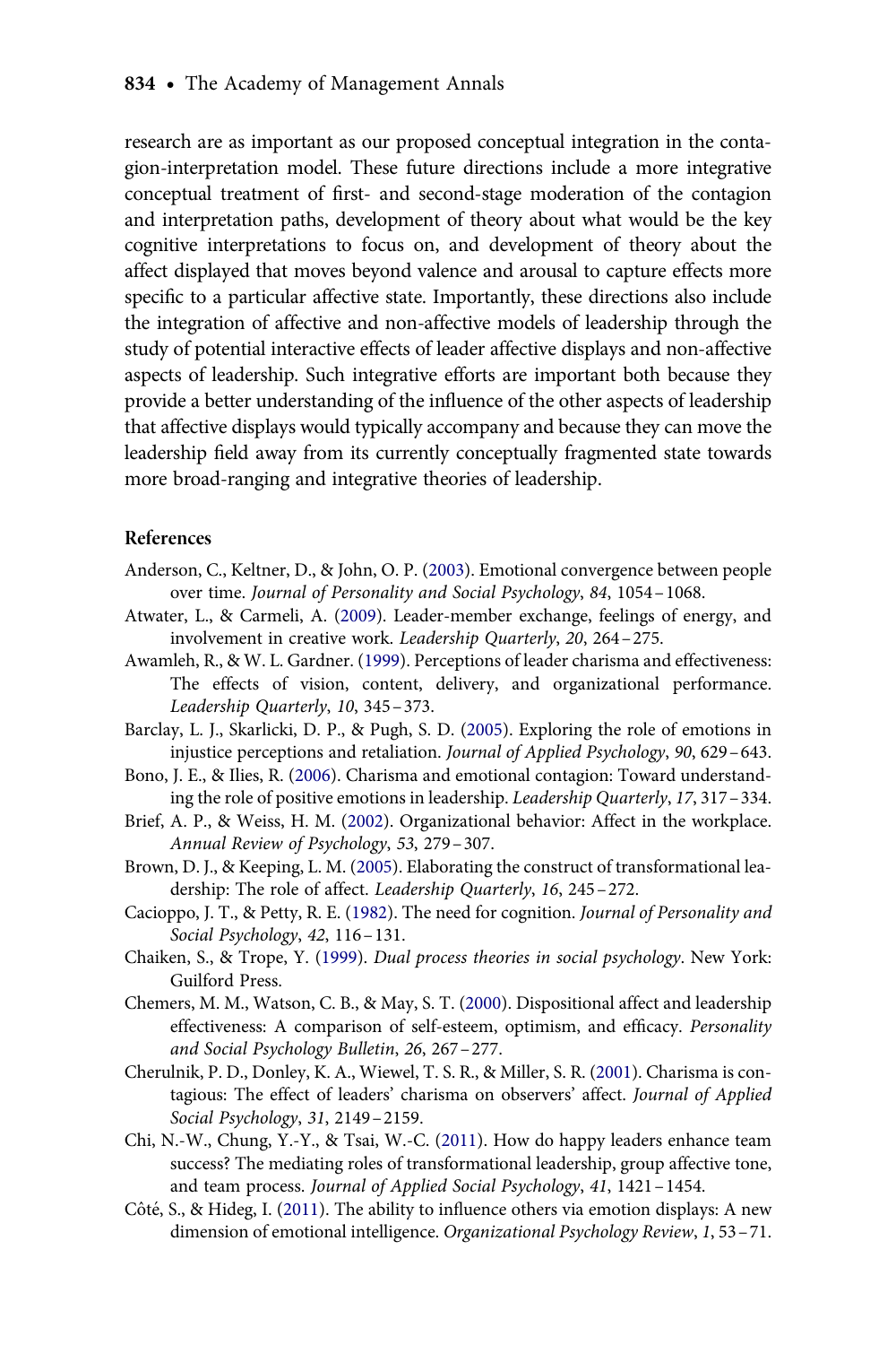research are as important as our proposed conceptual integration in the contagion-interpretation model. These future directions include a more integrative conceptual treatment of first- and second-stage moderation of the contagion and interpretation paths, development of theory about what would be the key cognitive interpretations to focus on, and development of theory about the affect displayed that moves beyond valence and arousal to capture effects more specific to a particular affective state. Importantly, these directions also include the integration of affective and non-affective models of leadership through the study of potential interactive effects of leader affective displays and non-affective aspects of leadership. Such integrative efforts are important both because they provide a better understanding of the influence of the other aspects of leadership that affective displays would typically accompany and because they can move the leadership field away from its currently conceptually fragmented state towards more broad-ranging and integrative theories of leadership.

## References

Anderson, C., Keltner, D., & John, O. P. (2003). Emotional convergence between people over time. *Journal of Personality and Social Psychology*, *84*, 1054–1068.

Atwater, L., & Carmeli, A. (2009). Leader-member exchange, feelings of energy, and involvement in creative work. *Leadership Quarterly*, *20*, 264–275.

Awamleh, R., & W. L. Gardner. (1999). Perceptions of leader charisma and effectiveness: The effects of vision, content, delivery, and organizational performance. *Leadership Quarterly*, *10*, 345–373.

Barclay, L. J., Skarlicki, D. P., & Pugh, S. D. (2005). Exploring the role of emotions in injustice perceptions and retaliation. *Journal of Applied Psychology*, *90*, 629–643.

Bono, J. E., & Ilies, R. (2006). Charisma and emotional contagion: Toward understanding the role of positive emotions in leadership. *Leadership Quarterly*, *17*, 317–334.

Brief, A. P., & Weiss, H. M. (2002). Organizational behavior: Affect in the workplace. *Annual Review of Psychology*, *53*, 279–307.

Brown, D. J., & Keeping, L. M. (2005). Elaborating the construct of transformational leadership: The role of affect. *Leadership Quarterly*, *16*, 245–272.

Cacioppo, J. T., & Petty, R. E. (1982). The need for cognition. *Journal of Personality and Social Psychology*, *42*, 116–131.

Chaiken, S., & Trope, Y. (1999). *Dual process theories in social psychology*. New York: Guilford Press.

Chemers, M. M., Watson, C. B., & May, S. T. (2000). Dispositional affect and leadership effectiveness: A comparison of self-esteem, optimism, and efficacy. *Personality and Social Psychology Bulletin*, *26*, 267–277.

Cherulnik, P. D., Donley, K. A., Wiewel, T. S. R., & Miller, S. R. (2001). Charisma is contagious: The effect of leaders' charisma on observers' affect. *Journal of Applied Social Psychology*, *31*, 2149–2159.

Chi, N.-W., Chung, Y.-Y., & Tsai, W.-C. (2011). How do happy leaders enhance team success? The mediating roles of transformational leadership, group affective tone, and team process. *Journal of Applied Social Psychology*, *41*, 1421–1454.

Côté, S., & Hideg, I. (2011). The ability to influence others via emotion displays: A new dimension of emotional intelligence. *Organizational Psychology Review*, *1*, 53–71.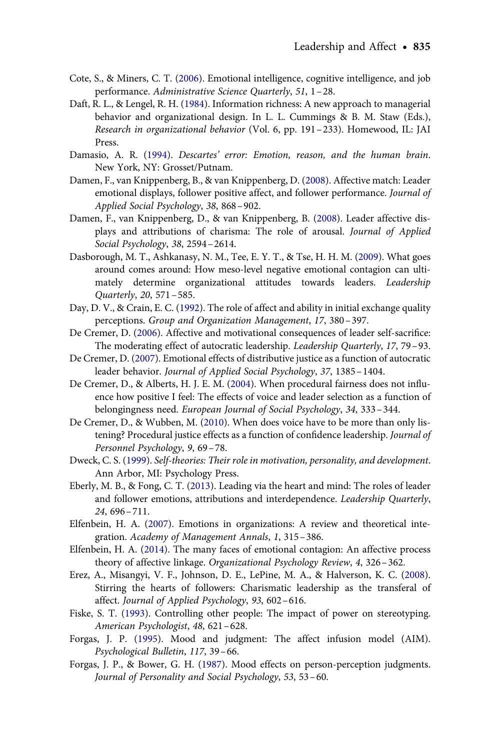Cote, S., & Miners, C. T. (2006). Emotional intelligence, cognitive intelligence, and job performance. *Administrative Science Quarterly*, *51*, 1–28.

Daft, R. L., & Lengel, R. H. (1984). Information richness: A new approach to managerial behavior and organizational design. In L. L. Cummings & B. M. Staw (Eds.), *Research in organizational behavior* (Vol. 6, pp. 191–233). Homewood, IL: JAI Press.

Damasio, A. R. (1994). *Descartes' error: Emotion, reason, and the human brain*. New York, NY: Grosset/Putnam.

Damen, F., van Knippenberg, B., & van Knippenberg, D. (2008). Affective match: Leader emotional displays, follower positive affect, and follower performance. *Journal of Applied Social Psychology*, *38*, 868–902.

Damen, F., van Knippenberg, D., & van Knippenberg, B. (2008). Leader affective displays and attributions of charisma: The role of arousal. *Journal of Applied Social Psychology*, *38*, 2594–2614.

Dasborough, M. T., Ashkanasy, N. M., Tee, E. Y. T., & Tse, H. H. M. (2009). What goes around comes around: How meso-level negative emotional contagion can ultimately determine organizational attitudes towards leaders. *Leadership Quarterly*, *20*, 571–585.

Day, D. V., & Crain, E. C. (1992). The role of affect and ability in initial exchange quality perceptions. *Group and Organization Management*, *17*, 380–397.

De Cremer, D. (2006). Affective and motivational consequences of leader self-sacrifice: The moderating effect of autocratic leadership. *Leadership Quarterly*, *17*, 79–93.

De Cremer, D. (2007). Emotional effects of distributive justice as a function of autocratic leader behavior. *Journal of Applied Social Psychology*, *37*, 1385–1404.

De Cremer, D., & Alberts, H. J. E. M. (2004). When procedural fairness does not influence how positive I feel: The effects of voice and leader selection as a function of belongingness need. *European Journal of Social Psychology*, *34*, 333–344.

De Cremer, D., & Wubben, M. (2010). When does voice have to be more than only listening? Procedural justice effects as a function of confidence leadership. *Journal of Personnel Psychology*, *9*, 69–78.

Dweck, C. S. (1999). *Self-theories: Their role in motivation, personality, and development*. Ann Arbor, MI: Psychology Press.

Eberly, M. B., & Fong, C. T. (2013). Leading via the heart and mind: The roles of leader and follower emotions, attributions and interdependence. *Leadership Quarterly*, *24*, 696–711.

Elfenbein, H. A. (2007). Emotions in organizations: A review and theoretical integration. *Academy of Management Annals*, *1*, 315–386.

Elfenbein, H. A. (2014). The many faces of emotional contagion: An affective process theory of affective linkage. *Organizational Psychology Review*, *4*, 326–362.

Erez, A., Misangyi, V. F., Johnson, D. E., LePine, M. A., & Halverson, K. C. (2008). Stirring the hearts of followers: Charismatic leadership as the transferal of affect. *Journal of Applied Psychology*, *93*, 602–616.

Fiske, S. T. (1993). Controlling other people: The impact of power on stereotyping. *American Psychologist*, *48*, 621–628.

Forgas, J. P. (1995). Mood and judgment: The affect infusion model (AIM). *Psychological Bulletin*, *117*, 39–66.

Forgas, J. P., & Bower, G. H. (1987). Mood effects on person-perception judgments. *Journal of Personality and Social Psychology*, *53*, 53–60.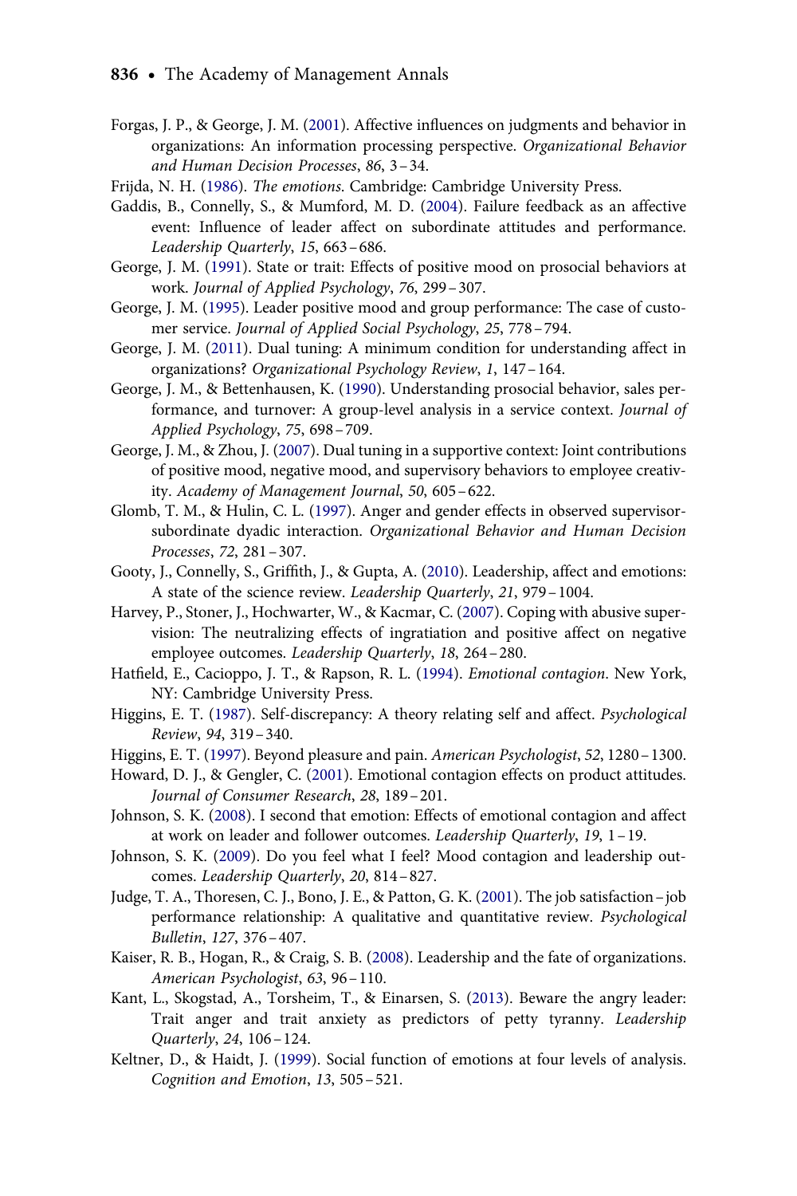Forgas, J. P., & George, J. M. (2001). Affective influences on judgments and behavior in organizations: An information processing perspective. *Organizational Behavior and Human Decision Processes*, *86*, 3 – 34.

Frijda, N. H. (1986). *The emotions*. Cambridge: Cambridge University Press.

Gaddis, B., Connelly, S., & Mumford, M. D. (2004). Failure feedback as an affective event: Influence of leader affect on subordinate attitudes and performance. *Leadership Quarterly*, *15*, 663 – 686.

George, J. M. (1991). State or trait: Effects of positive mood on prosocial behaviors at work. *Journal of Applied Psychology*, *76*, 299 – 307.

George, J. M. (1995). Leader positive mood and group performance: The case of customer service. *Journal of Applied Social Psychology*, *25*, 778 – 794.

George, J. M. (2011). Dual tuning: A minimum condition for understanding affect in organizations? *Organizational Psychology Review*, *1*, 147 – 164.

George, J. M., & Bettenhausen, K. (1990). Understanding prosocial behavior, sales performance, and turnover: A group-level analysis in a service context. *Journal of Applied Psychology*, *75*, 698 – 709.

George, J. M., & Zhou, J. (2007). Dual tuning in a supportive context: Joint contributions of positive mood, negative mood, and supervisory behaviors to employee creativity. *Academy of Management Journal*, *50*, 605 – 622.

Glomb, T. M., & Hulin, C. L. (1997). Anger and gender effects in observed supervisor-subordinate dyadic interaction. *Organizational Behavior and Human Decision Processes*, *72*, 281 – 307.

Gooty, J., Connelly, S., Griffith, J., & Gupta, A. (2010). Leadership, affect and emotions: A state of the science review. *Leadership Quarterly*, *21*, 979 – 1004.

Harvey, P., Stoner, J., Hochwarter, W., & Kacmar, C. (2007). Coping with abusive supervision: The neutralizing effects of ingratiation and positive affect on negative employee outcomes. *Leadership Quarterly*, *18*, 264 – 280.

Hatfield, E., Cacioppo, J. T., & Rapson, R. L. (1994). *Emotional contagion*. New York, NY: Cambridge University Press.

Higgins, E. T. (1987). Self-discrepancy: A theory relating self and affect. *Psychological Review*, *94*, 319 – 340.

Higgins, E. T. (1997). Beyond pleasure and pain. *American Psychologist*, *52*, 1280 – 1300.

Howard, D. J., & Gengler, C. (2001). Emotional contagion effects on product attitudes. *Journal of Consumer Research*, *28*, 189 – 201.

Johnson, S. K. (2008). I second that emotion: Effects of emotional contagion and affect at work on leader and follower outcomes. *Leadership Quarterly*, *19*, 1 – 19.

Johnson, S. K. (2009). Do you feel what I feel? Mood contagion and leadership outcomes. *Leadership Quarterly*, *20*, 814 – 827.

Judge, T. A., Thoresen, C. J., Bono, J. E., & Patton, G. K. (2001). The job satisfaction – job performance relationship: A qualitative and quantitative review. *Psychological Bulletin*, *127*, 376 – 407.

Kaiser, R. B., Hogan, R., & Craig, S. B. (2008). Leadership and the fate of organizations. *American Psychologist*, *63*, 96 – 110.

Kant, L., Skogstad, A., Torsheim, T., & Einarsen, S. (2013). Beware the angry leader: Trait anger and trait anxiety as predictors of petty tyranny. *Leadership Quarterly*, *24*, 106 – 124.

Keltner, D., & Haidt, J. (1999). Social function of emotions at four levels of analysis. *Cognition and Emotion*, *13*, 505 – 521.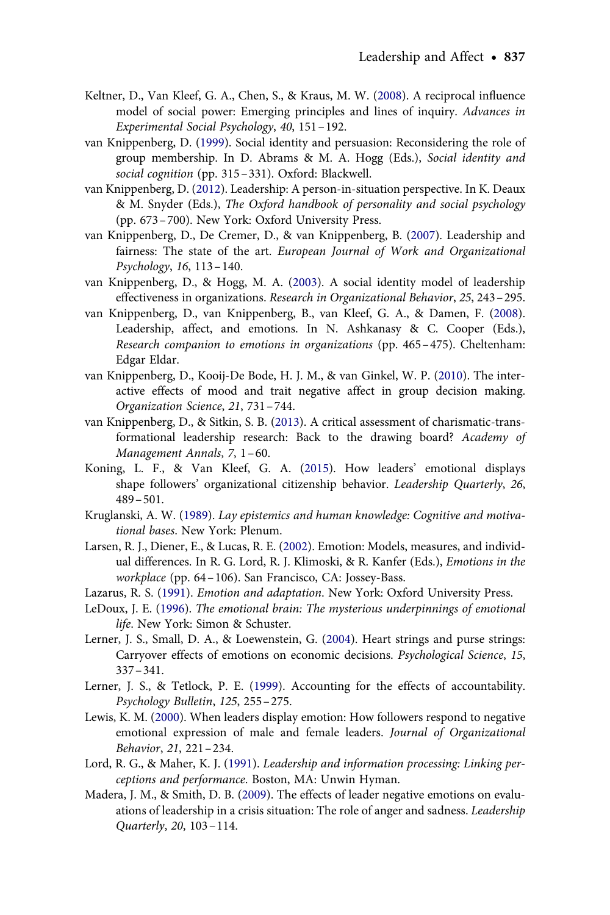Keltner, D., Van Kleef, G. A., Chen, S., & Kraus, M. W. (2008). A reciprocal influence model of social power: Emerging principles and lines of inquiry. *Advances in Experimental Social Psychology*, *40*, 151–192.

van Knippenberg, D. (1999). Social identity and persuasion: Reconsidering the role of group membership. In D. Abrams & M. A. Hogg (Eds.), *Social identity and social cognition* (pp. 315–331). Oxford: Blackwell.

van Knippenberg, D. (2012). Leadership: A person-in-situation perspective. In K. Deaux & M. Snyder (Eds.), *The Oxford handbook of personality and social psychology* (pp. 673–700). New York: Oxford University Press.

van Knippenberg, D., De Cremer, D., & van Knippenberg, B. (2007). Leadership and fairness: The state of the art. *European Journal of Work and Organizational Psychology*, *16*, 113–140.

van Knippenberg, D., & Hogg, M. A. (2003). A social identity model of leadership effectiveness in organizations. *Research in Organizational Behavior*, *25*, 243–295.

van Knippenberg, D., van Knippenberg, B., van Kleef, G. A., & Damen, F. (2008). Leadership, affect, and emotions. In N. Ashkanasy & C. Cooper (Eds.), *Research companion to emotions in organizations* (pp. 465–475). Cheltenham: Edgar Eldar.

van Knippenberg, D., Kooij-De Bode, H. J. M., & van Ginkel, W. P. (2010). The interactive effects of mood and trait negative affect in group decision making. *Organization Science*, *21*, 731–744.

van Knippenberg, D., & Sitkin, S. B. (2013). A critical assessment of charismatic-transformational leadership research: Back to the drawing board? *Academy of Management Annals*, *7*, 1–60.

Koning, L. F., & Van Kleef, G. A. (2015). How leaders' emotional displays shape followers' organizational citizenship behavior. *Leadership Quarterly*, *26*, 489–501.

Kruglanski, A. W. (1989). *Lay epistemics and human knowledge: Cognitive and motivational bases*. New York: Plenum.

Larsen, R. J., Diener, E., & Lucas, R. E. (2002). Emotion: Models, measures, and individual differences. In R. G. Lord, R. J. Klimoski, & R. Kanfer (Eds.), *Emotions in the workplace* (pp. 64–106). San Francisco, CA: Jossey-Bass.

Lazarus, R. S. (1991). *Emotion and adaptation*. New York: Oxford University Press.

LeDoux, J. E. (1996). *The emotional brain: The mysterious underpinnings of emotional life*. New York: Simon & Schuster.

Lerner, J. S., Small, D. A., & Loewenstein, G. (2004). Heart strings and purse strings: Carryover effects of emotions on economic decisions. *Psychological Science*, *15*, 337–341.

Lerner, J. S., & Tetlock, P. E. (1999). Accounting for the effects of accountability. *Psychology Bulletin*, *125*, 255–275.

Lewis, K. M. (2000). When leaders display emotion: How followers respond to negative emotional expression of male and female leaders. *Journal of Organizational Behavior*, *21*, 221–234.

Lord, R. G., & Maher, K. J. (1991). *Leadership and information processing: Linking perceptions and performance*. Boston, MA: Unwin Hyman.

Madera, J. M., & Smith, D. B. (2009). The effects of leader negative emotions on evaluations of leadership in a crisis situation: The role of anger and sadness. *Leadership Quarterly*, *20*, 103–114.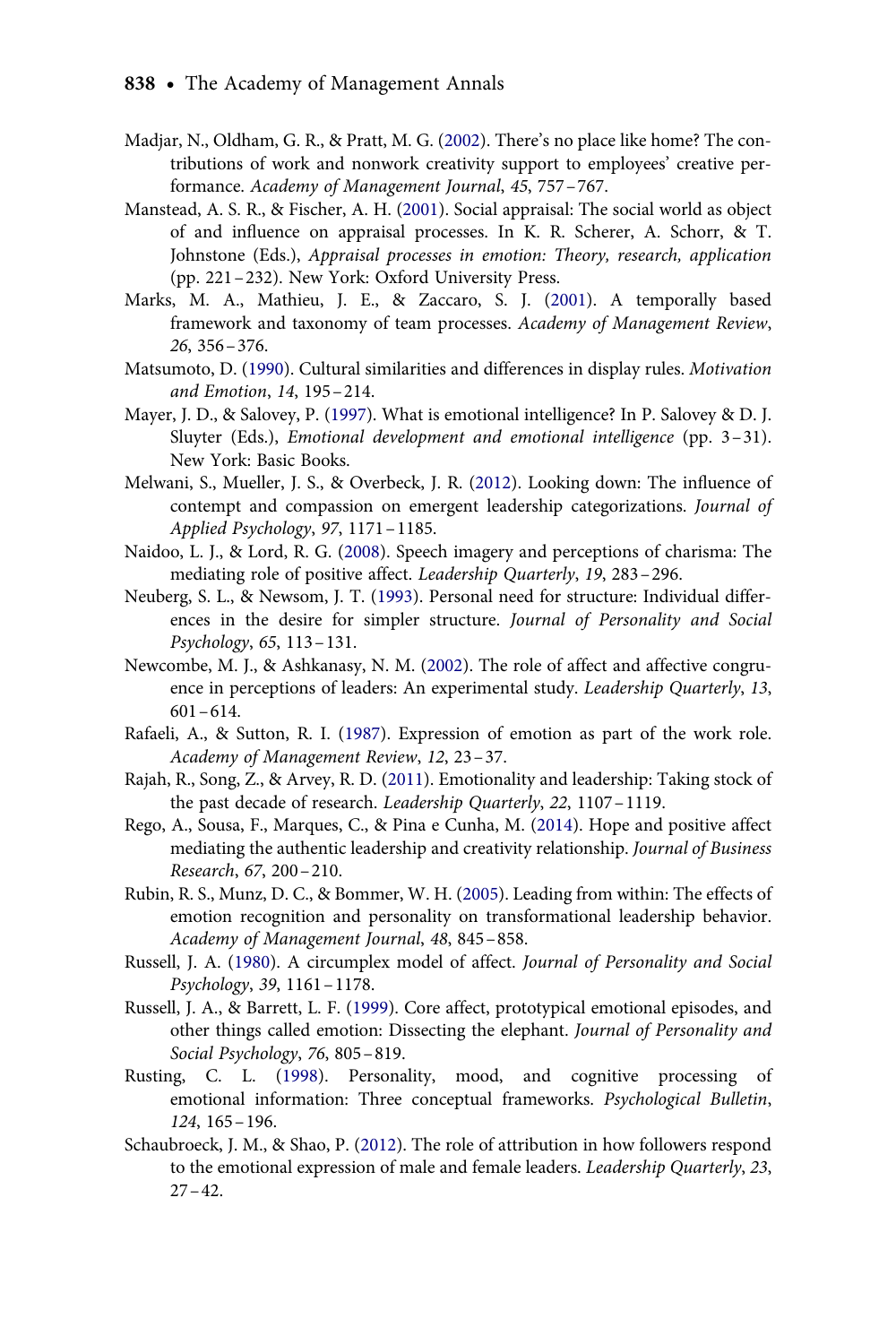Madjar, N., Oldham, G. R., & Pratt, M. G. (2002). There's no place like home? The contributions of work and nonwork creativity support to employees' creative performance. *Academy of Management Journal*, *45*, 757–767.

Manstead, A. S. R., & Fischer, A. H. (2001). Social appraisal: The social world as object of and influence on appraisal processes. In K. R. Scherer, A. Schorr, & T. Johnstone (Eds.), *Appraisal processes in emotion: Theory, research, application* (pp. 221–232). New York: Oxford University Press.

Marks, M. A., Mathieu, J. E., & Zaccaro, S. J. (2001). A temporally based framework and taxonomy of team processes. *Academy of Management Review*, *26*, 356–376.

Matsumoto, D. (1990). Cultural similarities and differences in display rules. *Motivation and Emotion*, *14*, 195–214.

Mayer, J. D., & Salovey, P. (1997). What is emotional intelligence? In P. Salovey & D. J. Sluyter (Eds.), *Emotional development and emotional intelligence* (pp. 3–31). New York: Basic Books.

Melwani, S., Mueller, J. S., & Overbeck, J. R. (2012). Looking down: The influence of contempt and compassion on emergent leadership categorizations. *Journal of Applied Psychology*, *97*, 1171–1185.

Naidoo, L. J., & Lord, R. G. (2008). Speech imagery and perceptions of charisma: The mediating role of positive affect. *Leadership Quarterly*, *19*, 283–296.

Neuberg, S. L., & Newsom, J. T. (1993). Personal need for structure: Individual differences in the desire for simpler structure. *Journal of Personality and Social Psychology*, *65*, 113–131.

Newcombe, M. J., & Ashkanasy, N. M. (2002). The role of affect and affective congruence in perceptions of leaders: An experimental study. *Leadership Quarterly*, *13*, 601–614.

Rafaeli, A., & Sutton, R. I. (1987). Expression of emotion as part of the work role. *Academy of Management Review*, *12*, 23–37.

Rajah, R., Song, Z., & Arvey, R. D. (2011). Emotionality and leadership: Taking stock of the past decade of research. *Leadership Quarterly*, *22*, 1107–1119.

Rego, A., Sousa, F., Marques, C., & Pina e Cunha, M. (2014). Hope and positive affect mediating the authentic leadership and creativity relationship. *Journal of Business Research*, *67*, 200–210.

Rubin, R. S., Munz, D. C., & Bommer, W. H. (2005). Leading from within: The effects of emotion recognition and personality on transformational leadership behavior. *Academy of Management Journal*, *48*, 845–858.

Russell, J. A. (1980). A circumplex model of affect. *Journal of Personality and Social Psychology*, *39*, 1161–1178.

Russell, J. A., & Barrett, L. F. (1999). Core affect, prototypical emotional episodes, and other things called emotion: Dissecting the elephant. *Journal of Personality and Social Psychology*, *76*, 805–819.

Rusting, C. L. (1998). Personality, mood, and cognitive processing of emotional information: Three conceptual frameworks. *Psychological Bulletin*, *124*, 165–196.

Schaubroeck, J. M., & Shao, P. (2012). The role of attribution in how followers respond to the emotional expression of male and female leaders. *Leadership Quarterly*, *23*, 27–42.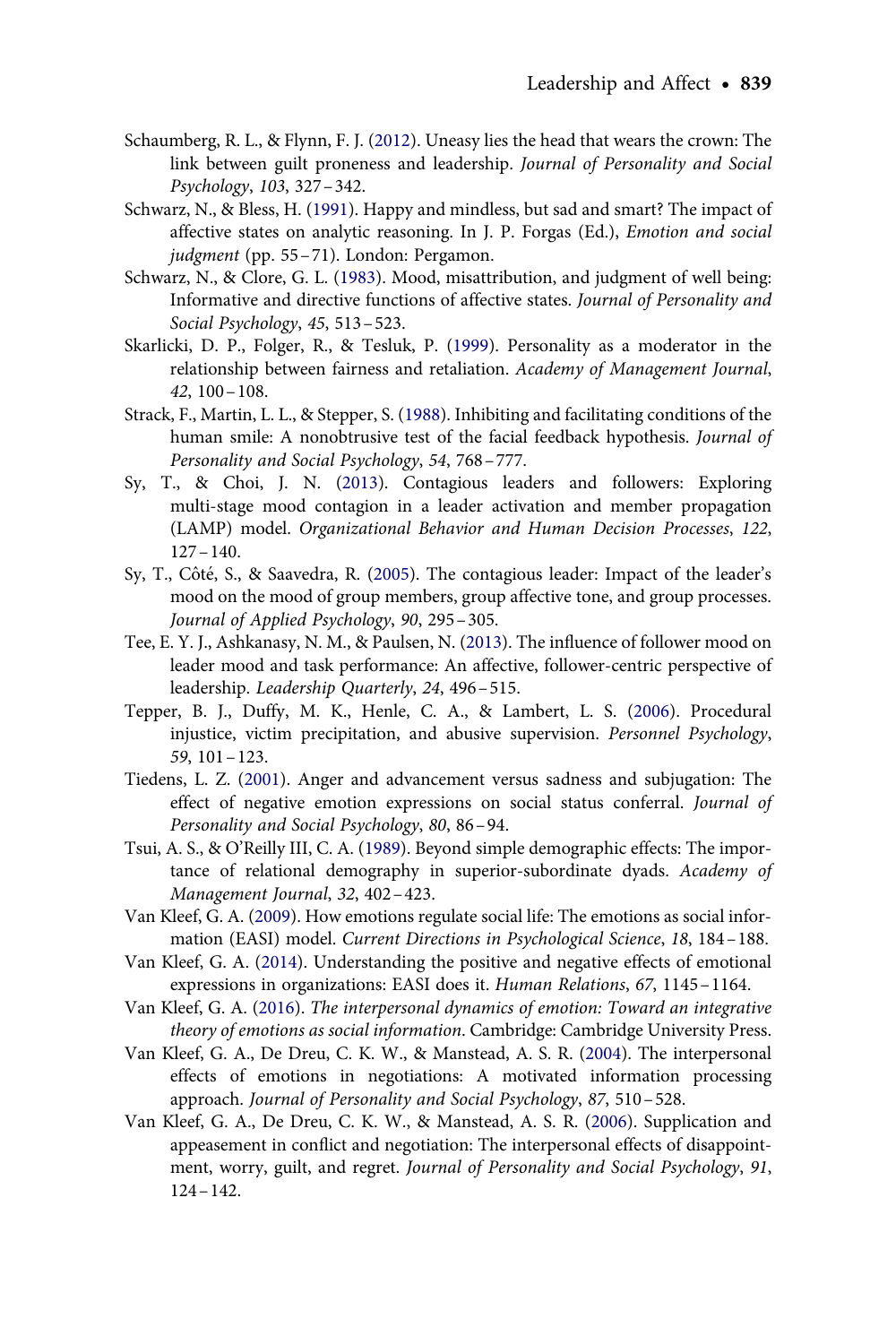Schaumberg, R. L., & Flynn, F. J. (2012). Uneasy lies the head that wears the crown: The link between guilt proneness and leadership. *Journal of Personality and Social Psychology*, *103*, 327–342.

Schwarz, N., & Bless, H. (1991). Happy and mindless, but sad and smart? The impact of affective states on analytic reasoning. In J. P. Forgas (Ed.), *Emotion and social judgment* (pp. 55–71). London: Pergamon.

Schwarz, N., & Clore, G. L. (1983). Mood, misattribution, and judgment of well being: Informative and directive functions of affective states. *Journal of Personality and Social Psychology*, *45*, 513–523.

Skarlicki, D. P., Folger, R., & Tesluk, P. (1999). Personality as a moderator in the relationship between fairness and retaliation. *Academy of Management Journal*, *42*, 100–108.

Strack, F., Martin, L. L., & Stepper, S. (1988). Inhibiting and facilitating conditions of the human smile: A nonobtrusive test of the facial feedback hypothesis. *Journal of Personality and Social Psychology*, *54*, 768–777.

Sy, T., & Choi, J. N. (2013). Contagious leaders and followers: Exploring multi-stage mood contagion in a leader activation and member propagation (LAMP) model. *Organizational Behavior and Human Decision Processes*, *122*, 127–140.

Sy, T., Côté, S., & Saavedra, R. (2005). The contagious leader: Impact of the leader's mood on the mood of group members, group affective tone, and group processes. *Journal of Applied Psychology*, *90*, 295–305.

Tee, E. Y. J., Ashkanasy, N. M., & Paulsen, N. (2013). The influence of follower mood on leader mood and task performance: An affective, follower-centric perspective of leadership. *Leadership Quarterly*, *24*, 496–515.

Tepper, B. J., Duffy, M. K., Henle, C. A., & Lambert, L. S. (2006). Procedural injustice, victim precipitation, and abusive supervision. *Personnel Psychology*, *59*, 101–123.

Tiedens, L. Z. (2001). Anger and advancement versus sadness and subjugation: The effect of negative emotion expressions on social status conferral. *Journal of Personality and Social Psychology*, *80*, 86–94.

Tsui, A. S., & O'Reilly III, C. A. (1989). Beyond simple demographic effects: The importance of relational demography in superior-subordinate dyads. *Academy of Management Journal*, *32*, 402–423.

Van Kleef, G. A. (2009). How emotions regulate social life: The emotions as social information (EASI) model. *Current Directions in Psychological Science*, *18*, 184–188.

Van Kleef, G. A. (2014). Understanding the positive and negative effects of emotional expressions in organizations: EASI does it. *Human Relations*, *67*, 1145–1164.

Van Kleef, G. A. (2016). *The interpersonal dynamics of emotion: Toward an integrative theory of emotions as social information*. Cambridge: Cambridge University Press.

Van Kleef, G. A., De Dreu, C. K. W., & Manstead, A. S. R. (2004). The interpersonal effects of emotions in negotiations: A motivated information processing approach. *Journal of Personality and Social Psychology*, *87*, 510–528.

Van Kleef, G. A., De Dreu, C. K. W., & Manstead, A. S. R. (2006). Supplication and appeasement in conflict and negotiation: The interpersonal effects of disappointment, worry, guilt, and regret. *Journal of Personality and Social Psychology*, *91*, 124–142.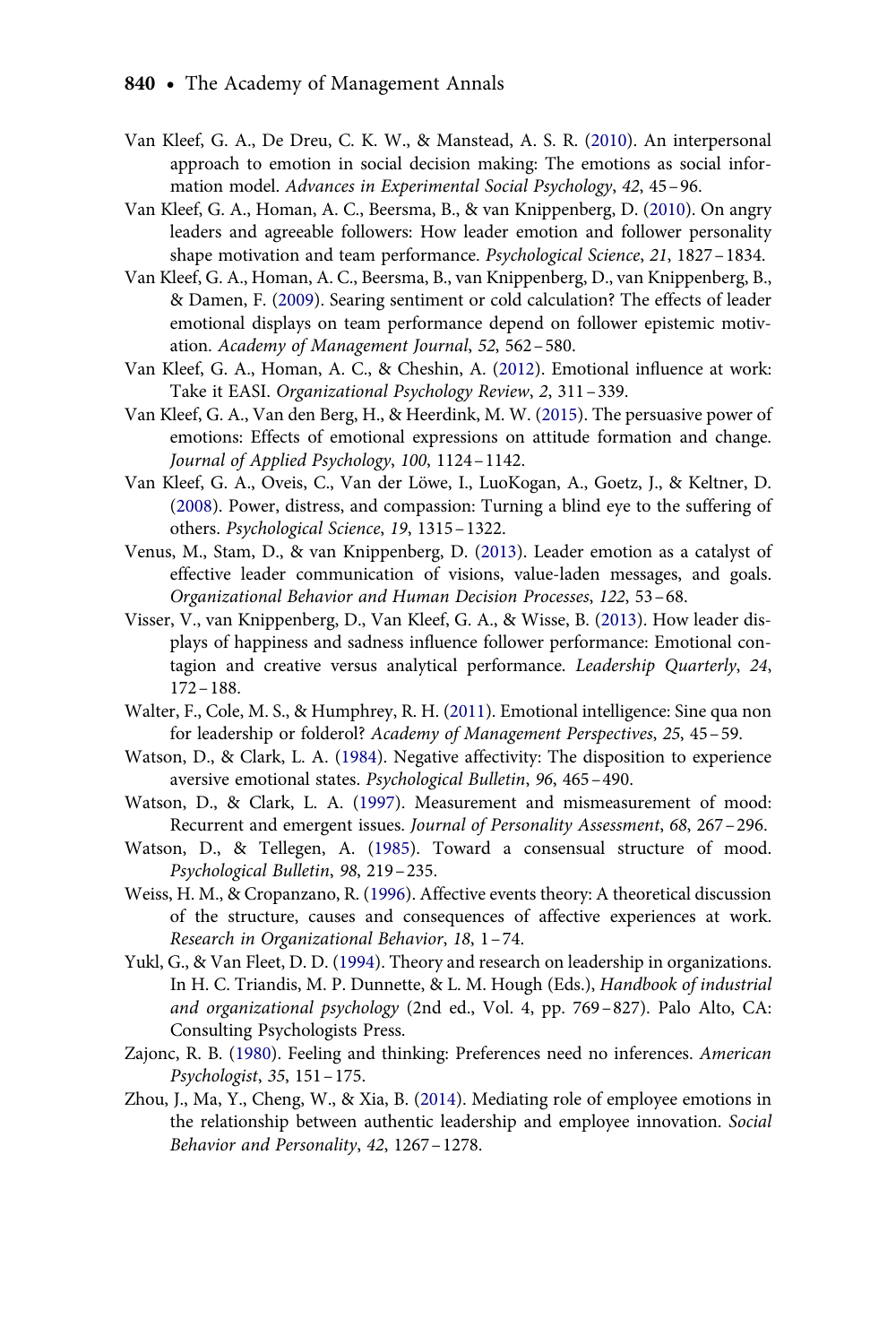Van Kleef, G. A., De Dreu, C. K. W., & Manstead, A. S. R. (2010). An interpersonal approach to emotion in social decision making: The emotions as social information model. *Advances in Experimental Social Psychology*, *42*, 45–96.

Van Kleef, G. A., Homan, A. C., Beersma, B., & van Knippenberg, D. (2010). On angry leaders and agreeable followers: How leader emotion and follower personality shape motivation and team performance. *Psychological Science*, *21*, 1827–1834.

Van Kleef, G. A., Homan, A. C., Beersma, B., van Knippenberg, D., van Knippenberg, B., & Damen, F. (2009). Searing sentiment or cold calculation? The effects of leader emotional displays on team performance depend on follower epistemic motivation. *Academy of Management Journal*, *52*, 562–580.

Van Kleef, G. A., Homan, A. C., & Cheshin, A. (2012). Emotional influence at work: Take it EASI. *Organizational Psychology Review*, *2*, 311–339.

Van Kleef, G. A., Van den Berg, H., & Heerdink, M. W. (2015). The persuasive power of emotions: Effects of emotional expressions on attitude formation and change. *Journal of Applied Psychology*, *100*, 1124–1142.

Van Kleef, G. A., Oveis, C., Van der Löwe, I., LuoKogan, A., Goetz, J., & Keltner, D. (2008). Power, distress, and compassion: Turning a blind eye to the suffering of others. *Psychological Science*, *19*, 1315–1322.

Venus, M., Stam, D., & van Knippenberg, D. (2013). Leader emotion as a catalyst of effective leader communication of visions, value-laden messages, and goals. *Organizational Behavior and Human Decision Processes*, *122*, 53–68.

Visser, V., van Knippenberg, D., Van Kleef, G. A., & Wisse, B. (2013). How leader displays of happiness and sadness influence follower performance: Emotional contagion and creative versus analytical performance. *Leadership Quarterly*, *24*, 172–188.

Walter, F., Cole, M. S., & Humphrey, R. H. (2011). Emotional intelligence: Sine qua non for leadership or folderol? *Academy of Management Perspectives*, *25*, 45–59.

Watson, D., & Clark, L. A. (1984). Negative affectivity: The disposition to experience aversive emotional states. *Psychological Bulletin*, *96*, 465–490.

Watson, D., & Clark, L. A. (1997). Measurement and mismeasurement of mood: Recurrent and emergent issues. *Journal of Personality Assessment*, *68*, 267–296.

Watson, D., & Tellegen, A. (1985). Toward a consensual structure of mood. *Psychological Bulletin*, *98*, 219–235.

Weiss, H. M., & Cropanzano, R. (1996). Affective events theory: A theoretical discussion of the structure, causes and consequences of affective experiences at work. *Research in Organizational Behavior*, *18*, 1–74.

Yukl, G., & Van Fleet, D. D. (1994). Theory and research on leadership in organizations. In H. C. Triandis, M. P. Dunnette, & L. M. Hough (Eds.), *Handbook of industrial and organizational psychology* (2nd ed., Vol. 4, pp. 769–827). Palo Alto, CA: Consulting Psychologists Press.

Zajonc, R. B. (1980). Feeling and thinking: Preferences need no inferences. *American Psychologist*, *35*, 151–175.

Zhou, J., Ma, Y., Cheng, W., & Xia, B. (2014). Mediating role of employee emotions in the relationship between authentic leadership and employee innovation. *Social Behavior and Personality*, *42*, 1267–1278.